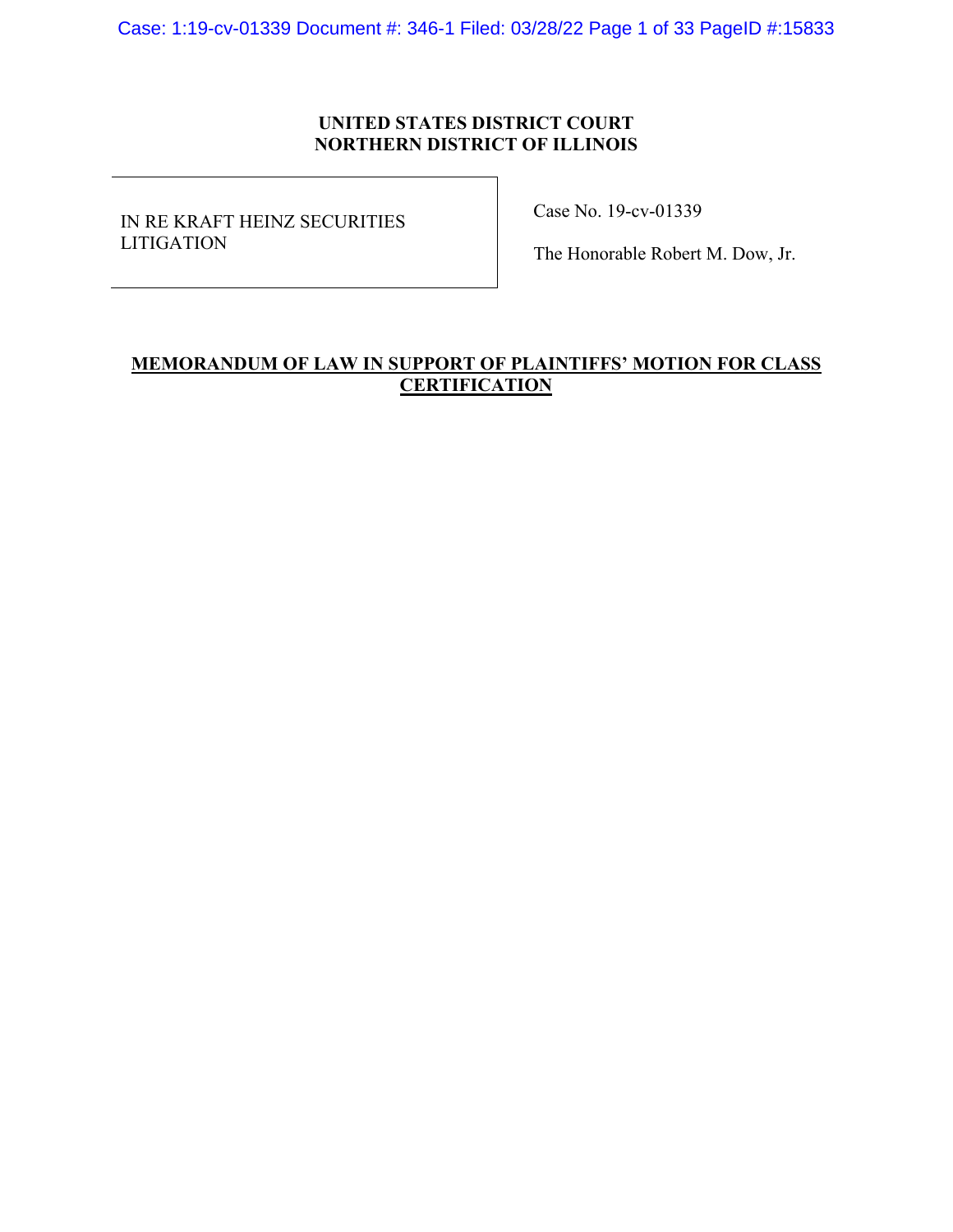**UNITED STATES DISTRICT COURT**
**NORTHERN DISTRICT OF ILLINOIS**

| IN RE KRAFT HEINZ SECURITIES LITIGATION | Case No. 19-cv-01339<br><br>The Honorable Robert M. Dow, Jr. |
|---|---|

# MEMORANDUM OF LAW IN SUPPORT OF PLAINTIFFS' MOTION FOR CLASS CERTIFICATION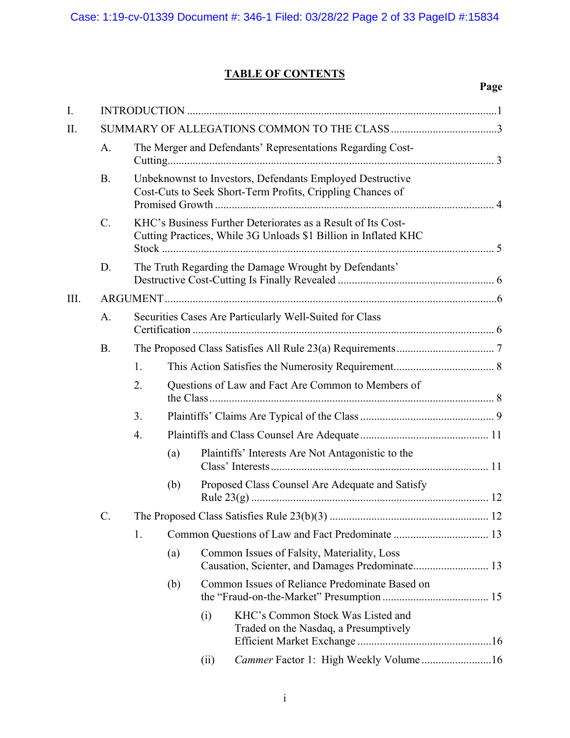## TABLE OF CONTENTS

| | | | | | Page |
|---|---|---|---|---|---|
| I. | INTRODUCTION | | | | 1 |
| II. | SUMMARY OF ALLEGATIONS COMMON TO THE CLASS | | | | 3 |
| | A. | The Merger and Defendants' Representations Regarding Cost-Cutting | | | 3 |
| | B. | Unbeknownst to Investors, Defendants Employed Destructive Cost-Cuts to Seek Short-Term Profits, Crippling Chances of Promised Growth | | | 4 |
| | C. | KHC's Business Further Deteriorates as a Result of Its Cost-Cutting Practices, While 3G Unloads $1 Billion in Inflated KHC Stock | | | 5 |
| | D. | The Truth Regarding the Damage Wrought by Defendants' Destructive Cost-Cutting Is Finally Revealed | | | 6 |
| III. | ARGUMENT | | | | 6 |
| | A. | Securities Cases Are Particularly Well-Suited for Class Certification | | | 6 |
| | B. | The Proposed Class Satisfies All Rule 23(a) Requirements | | | 7 |
| | | 1. | This Action Satisfies the Numerosity Requirement | | 8 |
| | | 2. | Questions of Law and Fact Are Common to Members of the Class | | 8 |
| | | 3. | Plaintiffs' Claims Are Typical of the Class | | 9 |
| | | 4. | Plaintiffs and Class Counsel Are Adequate | | 11 |
| | | | (a) | Plaintiffs' Interests Are Not Antagonistic to the Class' Interests | 11 |
| | | | (b) | Proposed Class Counsel Are Adequate and Satisfy Rule 23(g) | 12 |
| | C. | The Proposed Class Satisfies Rule 23(b)(3) | | | 12 |
| | | 1. | Common Questions of Law and Fact Predominate | | 13 |
| | | | (a) | Common Issues of Falsity, Materiality, Loss Causation, Scienter, and Damages Predominate | 13 |
| | | | (b) | Common Issues of Reliance Predominate Based on the "Fraud-on-the-Market" Presumption | 15 |
| | | | | (i) KHC's Common Stock Was Listed and Traded on the Nasdaq, a Presumptively Efficient Market Exchange | 16 |
| | | | | (ii) *Cammer* Factor 1: High Weekly Volume | 16 |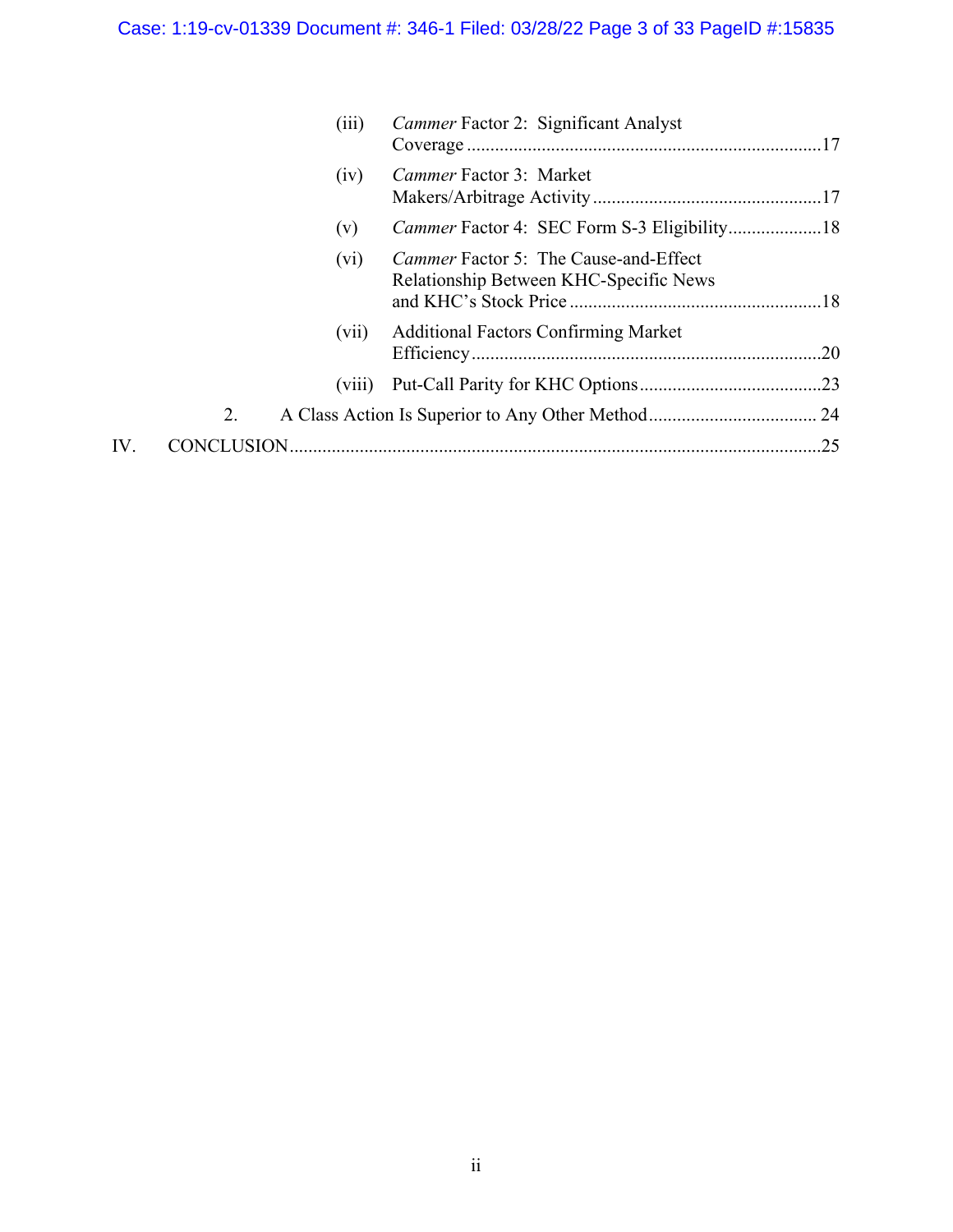(iii) *Cammer* Factor 2: Significant Analyst Coverage ........................................................................17

(iv) *Cammer* Factor 3: Market Makers/Arbitrage Activity ................................................17

(v) *Cammer* Factor 4: SEC Form S-3 Eligibility....................18

(vi) *Cammer* Factor 5: The Cause-and-Effect Relationship Between KHC-Specific News and KHC's Stock Price .....................................................18

(vii) Additional Factors Confirming Market Efficiency.........................................................................20

(viii) Put-Call Parity for KHC Options......................................23

2. A Class Action Is Superior to Any Other Method.................................... 24

IV. CONCLUSION................................................................................................................25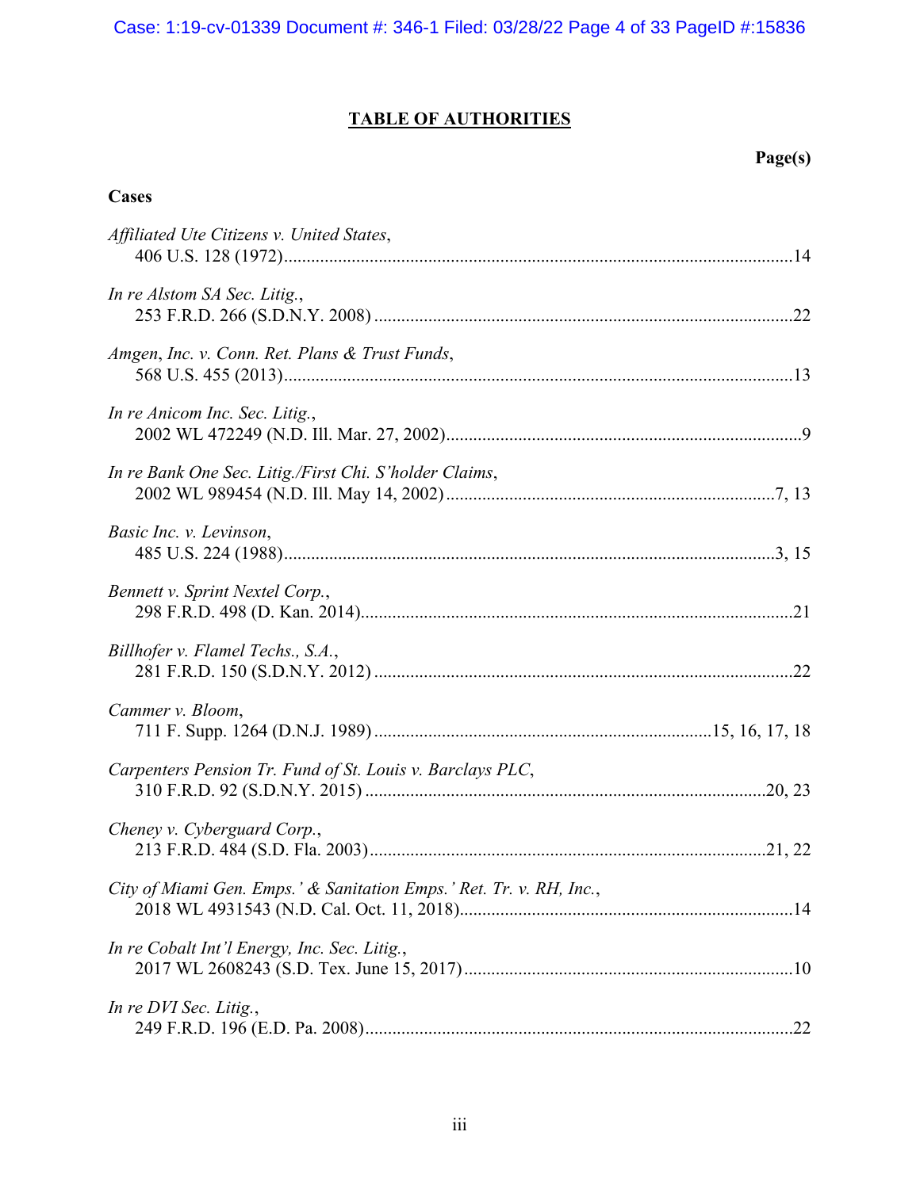## TABLE OF AUTHORITIES

**Page(s)**

### Cases

*Affiliated Ute Citizens v. United States*,
406 U.S. 128 (1972) ... 14

*In re Alstom SA Sec. Litig.*,
253 F.R.D. 266 (S.D.N.Y. 2008) ... 22

*Amgen, Inc. v. Conn. Ret. Plans & Trust Funds*,
568 U.S. 455 (2013) ... 13

*In re Anicom Inc. Sec. Litig.*,
2002 WL 472249 (N.D. Ill. Mar. 27, 2002) ... 9

*In re Bank One Sec. Litig./First Chi. S'holder Claims*,
2002 WL 989454 (N.D. Ill. May 14, 2002) ... 7, 13

*Basic Inc. v. Levinson*,
485 U.S. 224 (1988) ... 3, 15

*Bennett v. Sprint Nextel Corp.*,
298 F.R.D. 498 (D. Kan. 2014) ... 21

*Billhofer v. Flamel Techs., S.A.*,
281 F.R.D. 150 (S.D.N.Y. 2012) ... 22

*Cammer v. Bloom*,
711 F. Supp. 1264 (D.N.J. 1989) ... 15, 16, 17, 18

*Carpenters Pension Tr. Fund of St. Louis v. Barclays PLC*,
310 F.R.D. 92 (S.D.N.Y. 2015) ... 20, 23

*Cheney v. Cyberguard Corp.*,
213 F.R.D. 484 (S.D. Fla. 2003) ... 21, 22

*City of Miami Gen. Emps.' & Sanitation Emps.' Ret. Tr. v. RH, Inc.*,
2018 WL 4931543 (N.D. Cal. Oct. 11, 2018) ... 14

*In re Cobalt Int'l Energy, Inc. Sec. Litig.*,
2017 WL 2608243 (S.D. Tex. June 15, 2017) ... 10

*In re DVI Sec. Litig.*,
249 F.R.D. 196 (E.D. Pa. 2008) ... 22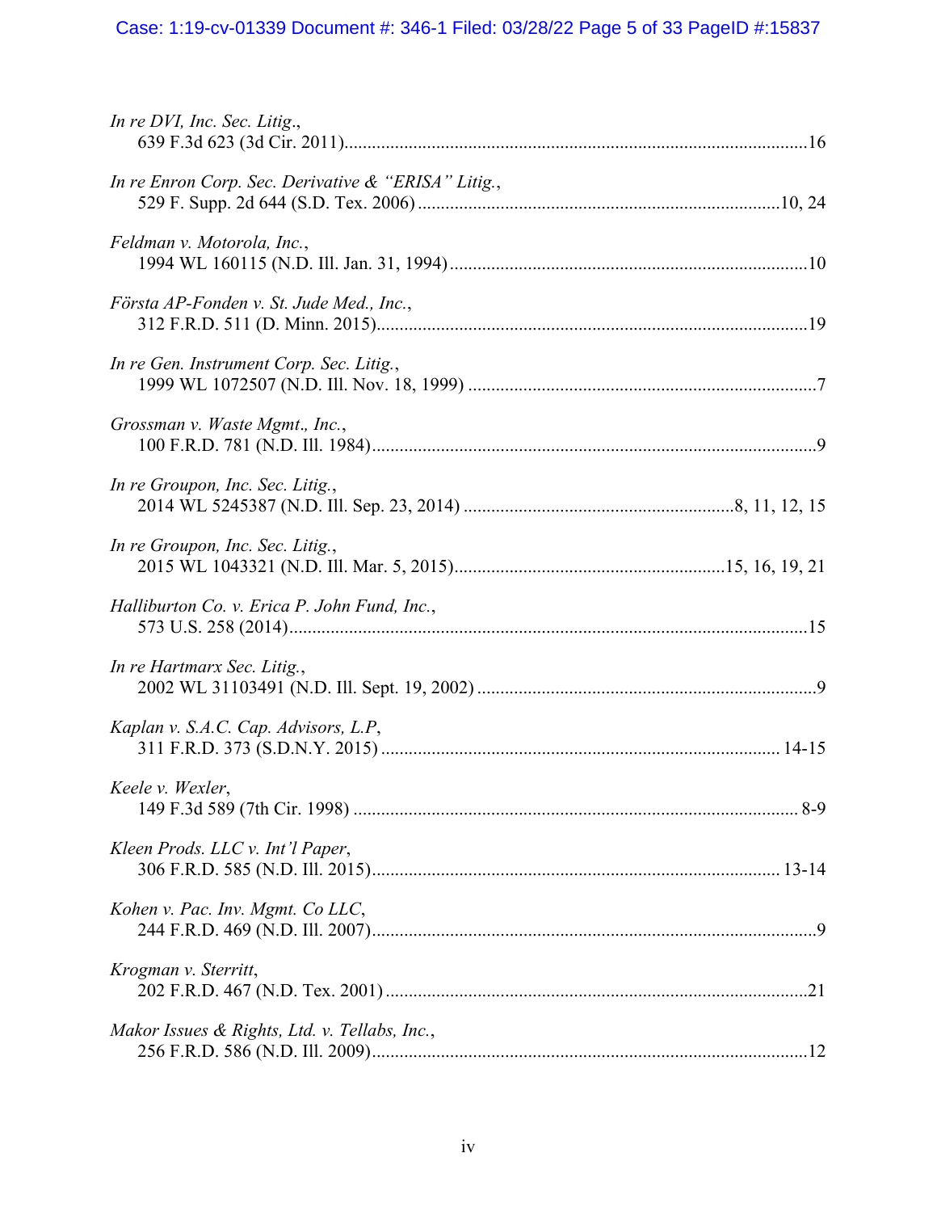*In re DVI, Inc. Sec. Litig.*,
639 F.3d 623 (3d Cir. 2011)......................................................................................................16

*In re Enron Corp. Sec. Derivative & "ERISA" Litig.*,
529 F. Supp. 2d 644 (S.D. Tex. 2006) ...............................................................................10, 24

*Feldman v. Motorola, Inc.*,
1994 WL 160115 (N.D. Ill. Jan. 31, 1994) ..............................................................................10

*Första AP-Fonden v. St. Jude Med., Inc.*,
312 F.R.D. 511 (D. Minn. 2015)..............................................................................................19

*In re Gen. Instrument Corp. Sec. Litig.*,
1999 WL 1072507 (N.D. Ill. Nov. 18, 1999) ............................................................................7

*Grossman v. Waste Mgmt., Inc.*,
100 F.R.D. 781 (N.D. Ill. 1984)..................................................................................................9

*In re Groupon, Inc. Sec. Litig.*,
2014 WL 5245387 (N.D. Ill. Sep. 23, 2014) ...........................................................8, 11, 12, 15

*In re Groupon, Inc. Sec. Litig.*,
2015 WL 1043321 (N.D. Ill. Mar. 5, 2015)...........................................................15, 16, 19, 21

*Halliburton Co. v. Erica P. John Fund, Inc.*,
573 U.S. 258 (2014)..................................................................................................................15

*In re Hartmarx Sec. Litig.*,
2002 WL 31103491 (N.D. Ill. Sept. 19, 2002) ..........................................................................9

*Kaplan v. S.A.C. Cap. Advisors, L.P*,
311 F.R.D. 373 (S.D.N.Y. 2015) ....................................................................................... 14-15

*Keele v. Wexler*,
149 F.3d 589 (7th Cir. 1998) ................................................................................................. 8-9

*Kleen Prods. LLC v. Int'l Paper*,
306 F.R.D. 585 (N.D. Ill. 2015)......................................................................................... 13-14

*Kohen v. Pac. Inv. Mgmt. Co LLC*,
244 F.R.D. 469 (N.D. Ill. 2007)..................................................................................................9

*Krogman v. Sterritt*,
202 F.R.D. 467 (N.D. Tex. 2001) .............................................................................................21

*Makor Issues & Rights, Ltd. v. Tellabs, Inc.*,
256 F.R.D. 586 (N.D. Ill. 2009)................................................................................................12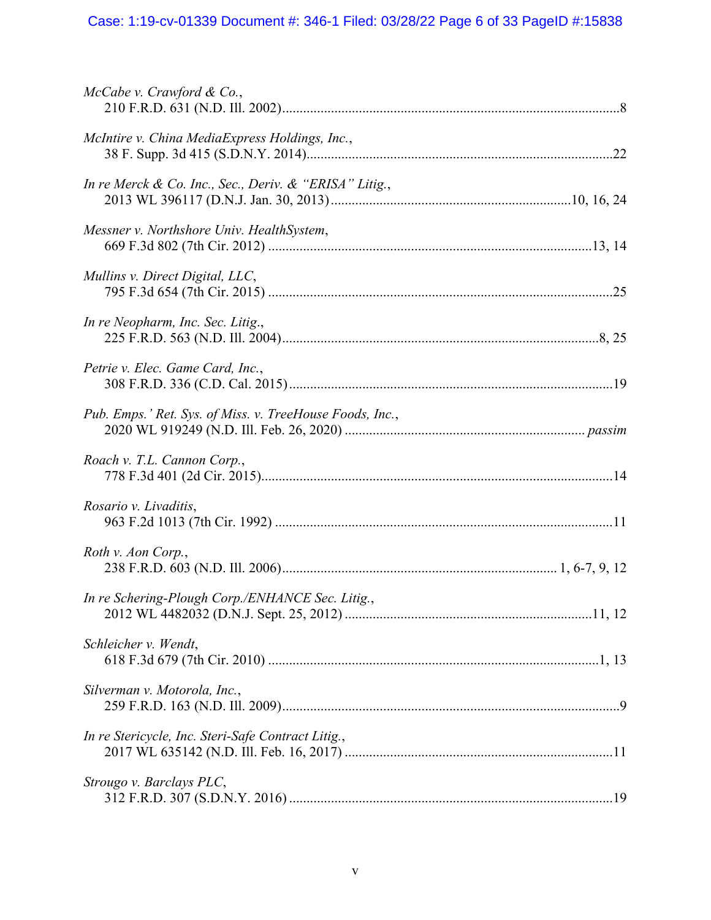*McCabe v. Crawford & Co.*,
210 F.R.D. 631 (N.D. Ill. 2002)..................................................................................................8

*McIntire v. China MediaExpress Holdings, Inc.*,
38 F. Supp. 3d 415 (S.D.N.Y. 2014)........................................................................................22

*In re Merck & Co. Inc., Sec., Deriv. & "ERISA" Litig.*,
2013 WL 396117 (D.N.J. Jan. 30, 2013)....................................................................10, 16, 24

*Messner v. Northshore Univ. HealthSystem*,
669 F.3d 802 (7th Cir. 2012) ............................................................................................13, 14

*Mullins v. Direct Digital, LLC*,
795 F.3d 654 (7th Cir. 2015) ..................................................................................................25

*In re Neopharm, Inc. Sec. Litig.*,
225 F.R.D. 563 (N.D. Ill. 2004)...........................................................................................8, 25

*Petrie v. Elec. Game Card, Inc.*,
308 F.R.D. 336 (C.D. Cal. 2015)............................................................................................19

*Pub. Emps.' Ret. Sys. of Miss. v. TreeHouse Foods, Inc.*,
2020 WL 919249 (N.D. Ill. Feb. 26, 2020) ..................................................................... *passim*

*Roach v. T.L. Cannon Corp.*,
778 F.3d 401 (2d Cir. 2015).....................................................................................................14

*Rosario v. Livaditis*,
963 F.2d 1013 (7th Cir. 1992) ................................................................................................11

*Roth v. Aon Corp.*,
238 F.R.D. 603 (N.D. Ill. 2006).............................................................................. 1, 6-7, 9, 12

*In re Schering-Plough Corp./ENHANCE Sec. Litig.*,
2012 WL 4482032 (D.N.J. Sept. 25, 2012) ......................................................................11, 12

*Schleicher v. Wendt*,
618 F.3d 679 (7th Cir. 2010) ..............................................................................................1, 13

*Silverman v. Motorola, Inc.*,
259 F.R.D. 163 (N.D. Ill. 2009).................................................................................................9

*In re Stericycle, Inc. Steri-Safe Contract Litig.*,
2017 WL 635142 (N.D. Ill. Feb. 16, 2017) .............................................................................11

*Strougo v. Barclays PLC*,
312 F.R.D. 307 (S.D.N.Y. 2016) .............................................................................................19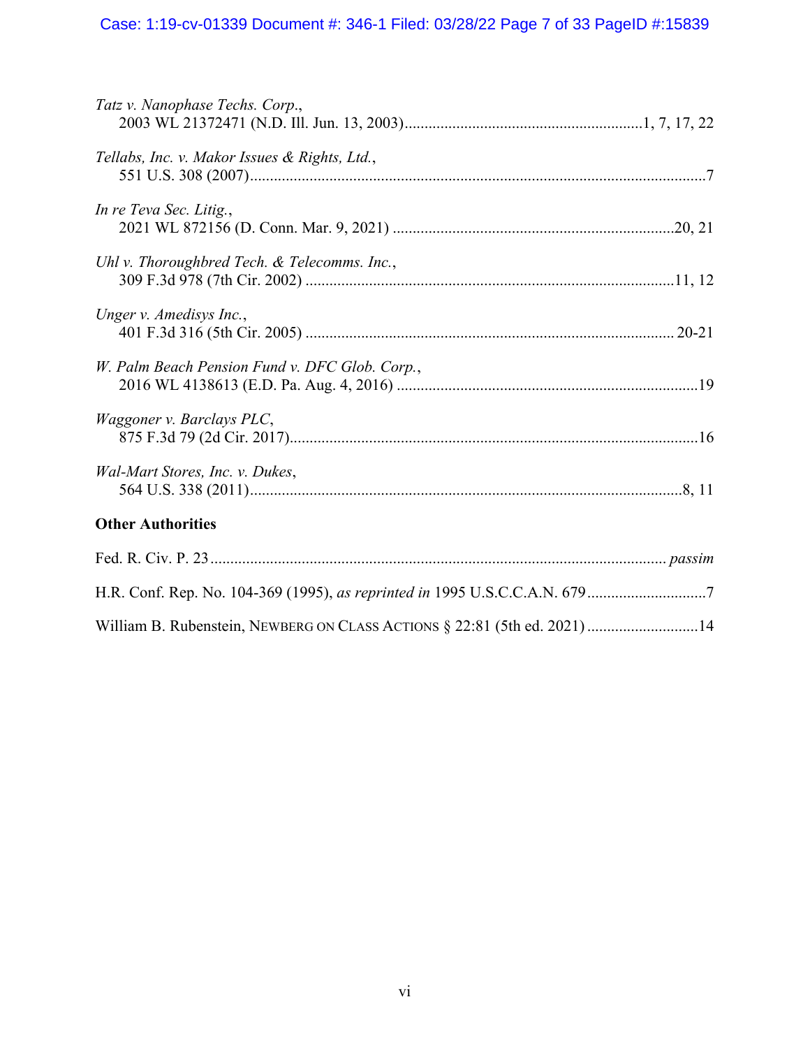*Tatz v. Nanophase Techs. Corp.*,
2003 WL 21372471 (N.D. Ill. Jun. 13, 2003)............................................................1, 7, 17, 22

*Tellabs, Inc. v. Makor Issues & Rights, Ltd.*,
551 U.S. 308 (2007)...................................................................................................................7

*In re Teva Sec. Litig.*,
2021 WL 872156 (D. Conn. Mar. 9, 2021) .......................................................................20, 21

*Uhl v. Thoroughbred Tech. & Telecomms. Inc.*,
309 F.3d 978 (7th Cir. 2002) .............................................................................................11, 12

*Unger v. Amedisys Inc.*,
401 F.3d 316 (5th Cir. 2005) ............................................................................................ 20-21

*W. Palm Beach Pension Fund v. DFC Glob. Corp.*,
2016 WL 4138613 (E.D. Pa. Aug. 4, 2016) ............................................................................19

*Waggoner v. Barclays PLC*,
875 F.3d 79 (2d Cir. 2017)......................................................................................................16

*Wal-Mart Stores, Inc. v. Dukes*,
564 U.S. 338 (2011).............................................................................................................8, 11

**Other Authorities**

Fed. R. Civ. P. 23 .................................................................................................................. *passim*

H.R. Conf. Rep. No. 104-369 (1995), *as reprinted in* 1995 U.S.C.C.A.N. 679..............................7

William B. Rubenstein, NEWBERG ON CLASS ACTIONS § 22:81 (5th ed. 2021) ............................14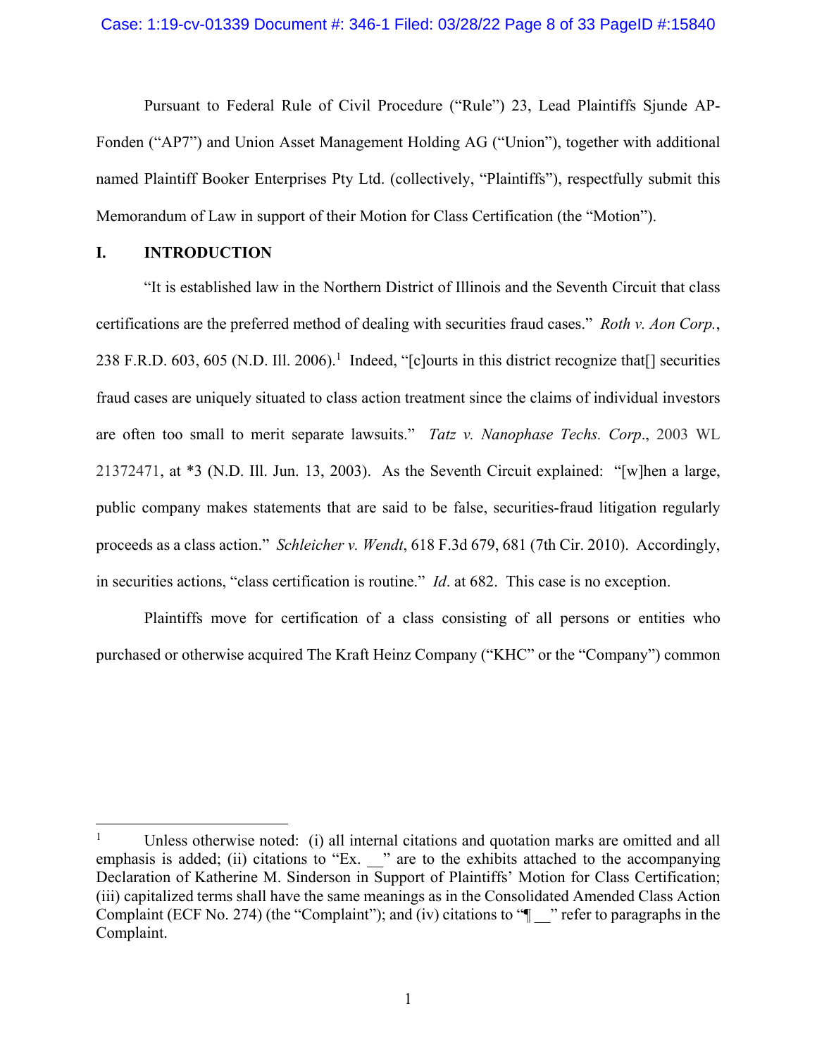Pursuant to Federal Rule of Civil Procedure ("Rule") 23, Lead Plaintiffs Sjunde AP-Fonden ("AP7") and Union Asset Management Holding AG ("Union"), together with additional named Plaintiff Booker Enterprises Pty Ltd. (collectively, "Plaintiffs"), respectfully submit this Memorandum of Law in support of their Motion for Class Certification (the "Motion").

## I. INTRODUCTION

"It is established law in the Northern District of Illinois and the Seventh Circuit that class certifications are the preferred method of dealing with securities fraud cases." *Roth v. Aon Corp.*, 238 F.R.D. 603, 605 (N.D. Ill. 2006).[1] Indeed, "[c]ourts in this district recognize that[] securities fraud cases are uniquely situated to class action treatment since the claims of individual investors are often too small to merit separate lawsuits." *Tatz v. Nanophase Techs. Corp*., 2003 WL 21372471, at *3 (N.D. Ill. Jun. 13, 2003). As the Seventh Circuit explained: "[w]hen a large, public company makes statements that are said to be false, securities-fraud litigation regularly proceeds as a class action." *Schleicher v. Wendt*, 618 F.3d 679, 681 (7th Cir. 2010). Accordingly, in securities actions, "class certification is routine." *Id*. at 682. This case is no exception.

Plaintiffs move for certification of a class consisting of all persons or entities who purchased or otherwise acquired The Kraft Heinz Company ("KHC" or the "Company") common

---

[1] Unless otherwise noted: (i) all internal citations and quotation marks are omitted and all emphasis is added; (ii) citations to "Ex. __" are to the exhibits attached to the accompanying Declaration of Katherine M. Sinderson in Support of Plaintiffs' Motion for Class Certification; (iii) capitalized terms shall have the same meanings as in the Consolidated Amended Class Action Complaint (ECF No. 274) (the "Complaint"); and (iv) citations to "¶ __" refer to paragraphs in the Complaint.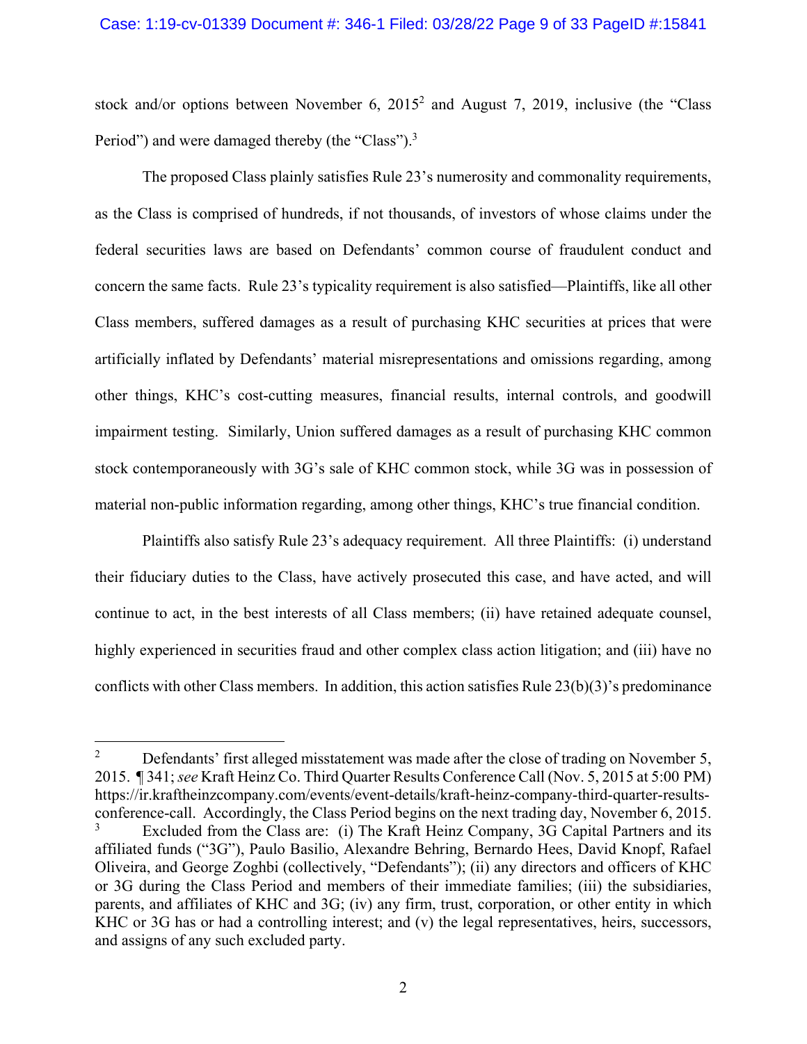stock and/or options between November 6, 2015[2] and August 7, 2019, inclusive (the "Class Period") and were damaged thereby (the "Class").[3]

The proposed Class plainly satisfies Rule 23's numerosity and commonality requirements, as the Class is comprised of hundreds, if not thousands, of investors of whose claims under the federal securities laws are based on Defendants' common course of fraudulent conduct and concern the same facts. Rule 23's typicality requirement is also satisfied—Plaintiffs, like all other Class members, suffered damages as a result of purchasing KHC securities at prices that were artificially inflated by Defendants' material misrepresentations and omissions regarding, among other things, KHC's cost-cutting measures, financial results, internal controls, and goodwill impairment testing. Similarly, Union suffered damages as a result of purchasing KHC common stock contemporaneously with 3G's sale of KHC common stock, while 3G was in possession of material non-public information regarding, among other things, KHC's true financial condition.

Plaintiffs also satisfy Rule 23's adequacy requirement. All three Plaintiffs: (i) understand their fiduciary duties to the Class, have actively prosecuted this case, and have acted, and will continue to act, in the best interests of all Class members; (ii) have retained adequate counsel, highly experienced in securities fraud and other complex class action litigation; and (iii) have no conflicts with other Class members. In addition, this action satisfies Rule 23(b)(3)'s predominance

---

[2] Defendants' first alleged misstatement was made after the close of trading on November 5, 2015. ¶ 341; *see* Kraft Heinz Co. Third Quarter Results Conference Call (Nov. 5, 2015 at 5:00 PM) https://ir.kraftheinzcompany.com/events/event-details/kraft-heinz-company-third-quarter-results-conference-call. Accordingly, the Class Period begins on the next trading day, November 6, 2015.

[3] Excluded from the Class are: (i) The Kraft Heinz Company, 3G Capital Partners and its affiliated funds ("3G"), Paulo Basilio, Alexandre Behring, Bernardo Hees, David Knopf, Rafael Oliveira, and George Zoghbi (collectively, "Defendants"); (ii) any directors and officers of KHC or 3G during the Class Period and members of their immediate families; (iii) the subsidiaries, parents, and affiliates of KHC and 3G; (iv) any firm, trust, corporation, or other entity in which KHC or 3G has or had a controlling interest; and (v) the legal representatives, heirs, successors, and assigns of any such excluded party.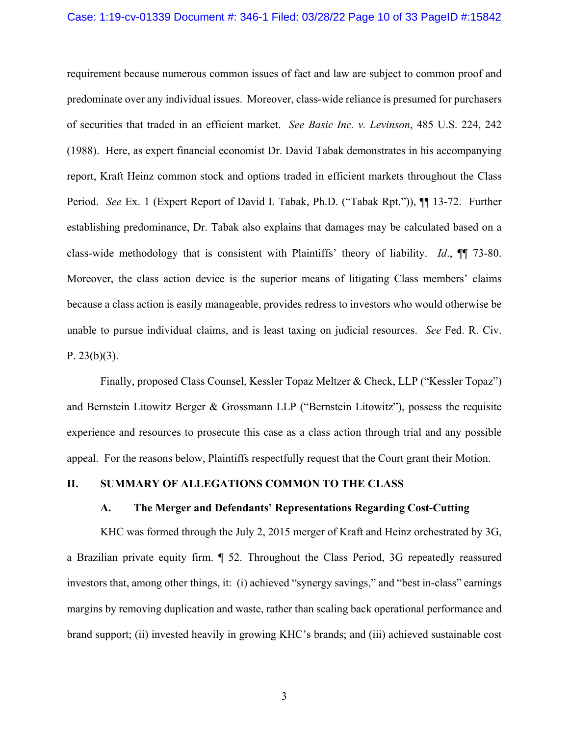requirement because numerous common issues of fact and law are subject to common proof and predominate over any individual issues. Moreover, class-wide reliance is presumed for purchasers of securities that traded in an efficient market. *See Basic Inc. v. Levinson*, 485 U.S. 224, 242 (1988). Here, as expert financial economist Dr. David Tabak demonstrates in his accompanying report, Kraft Heinz common stock and options traded in efficient markets throughout the Class Period. *See* Ex. 1 (Expert Report of David I. Tabak, Ph.D. ("Tabak Rpt.")), ¶¶ 13-72. Further establishing predominance, Dr. Tabak also explains that damages may be calculated based on a class-wide methodology that is consistent with Plaintiffs' theory of liability. *Id*., ¶¶ 73-80. Moreover, the class action device is the superior means of litigating Class members' claims because a class action is easily manageable, provides redress to investors who would otherwise be unable to pursue individual claims, and is least taxing on judicial resources. *See* Fed. R. Civ. P. 23(b)(3).

Finally, proposed Class Counsel, Kessler Topaz Meltzer & Check, LLP ("Kessler Topaz") and Bernstein Litowitz Berger & Grossmann LLP ("Bernstein Litowitz"), possess the requisite experience and resources to prosecute this case as a class action through trial and any possible appeal. For the reasons below, Plaintiffs respectfully request that the Court grant their Motion.

## II. SUMMARY OF ALLEGATIONS COMMON TO THE CLASS

### A. The Merger and Defendants' Representations Regarding Cost-Cutting

KHC was formed through the July 2, 2015 merger of Kraft and Heinz orchestrated by 3G, a Brazilian private equity firm. ¶ 52. Throughout the Class Period, 3G repeatedly reassured investors that, among other things, it: (i) achieved "synergy savings," and "best in-class" earnings margins by removing duplication and waste, rather than scaling back operational performance and brand support; (ii) invested heavily in growing KHC's brands; and (iii) achieved sustainable cost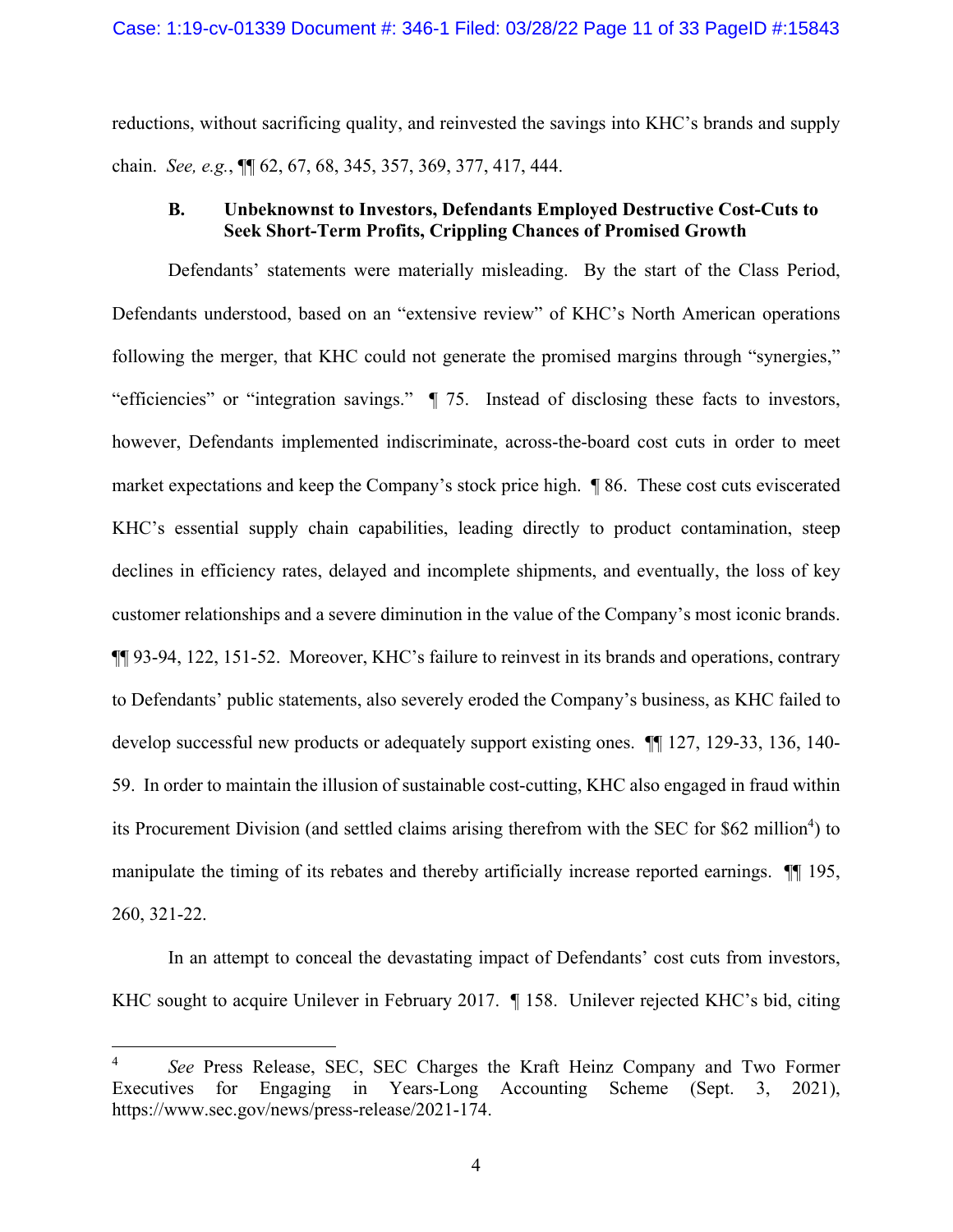reductions, without sacrificing quality, and reinvested the savings into KHC's brands and supply chain. *See, e.g.*, ¶¶ 62, 67, 68, 345, 357, 369, 377, 417, 444.

### B. Unbeknownst to Investors, Defendants Employed Destructive Cost-Cuts to Seek Short-Term Profits, Crippling Chances of Promised Growth

Defendants' statements were materially misleading. By the start of the Class Period, Defendants understood, based on an "extensive review" of KHC's North American operations following the merger, that KHC could not generate the promised margins through "synergies," "efficiencies" or "integration savings." ¶ 75. Instead of disclosing these facts to investors, however, Defendants implemented indiscriminate, across-the-board cost cuts in order to meet market expectations and keep the Company's stock price high. ¶ 86. These cost cuts eviscerated KHC's essential supply chain capabilities, leading directly to product contamination, steep declines in efficiency rates, delayed and incomplete shipments, and eventually, the loss of key customer relationships and a severe diminution in the value of the Company's most iconic brands. ¶¶ 93-94, 122, 151-52. Moreover, KHC's failure to reinvest in its brands and operations, contrary to Defendants' public statements, also severely eroded the Company's business, as KHC failed to develop successful new products or adequately support existing ones. ¶¶ 127, 129-33, 136, 140-59. In order to maintain the illusion of sustainable cost-cutting, KHC also engaged in fraud within its Procurement Division (and settled claims arising therefrom with the SEC for $62 million[4]) to manipulate the timing of its rebates and thereby artificially increase reported earnings. ¶¶ 195, 260, 321-22.

In an attempt to conceal the devastating impact of Defendants' cost cuts from investors, KHC sought to acquire Unilever in February 2017. ¶ 158. Unilever rejected KHC's bid, citing

---

[4] *See* Press Release, SEC, SEC Charges the Kraft Heinz Company and Two Former Executives for Engaging in Years-Long Accounting Scheme (Sept. 3, 2021), https://www.sec.gov/news/press-release/2021-174.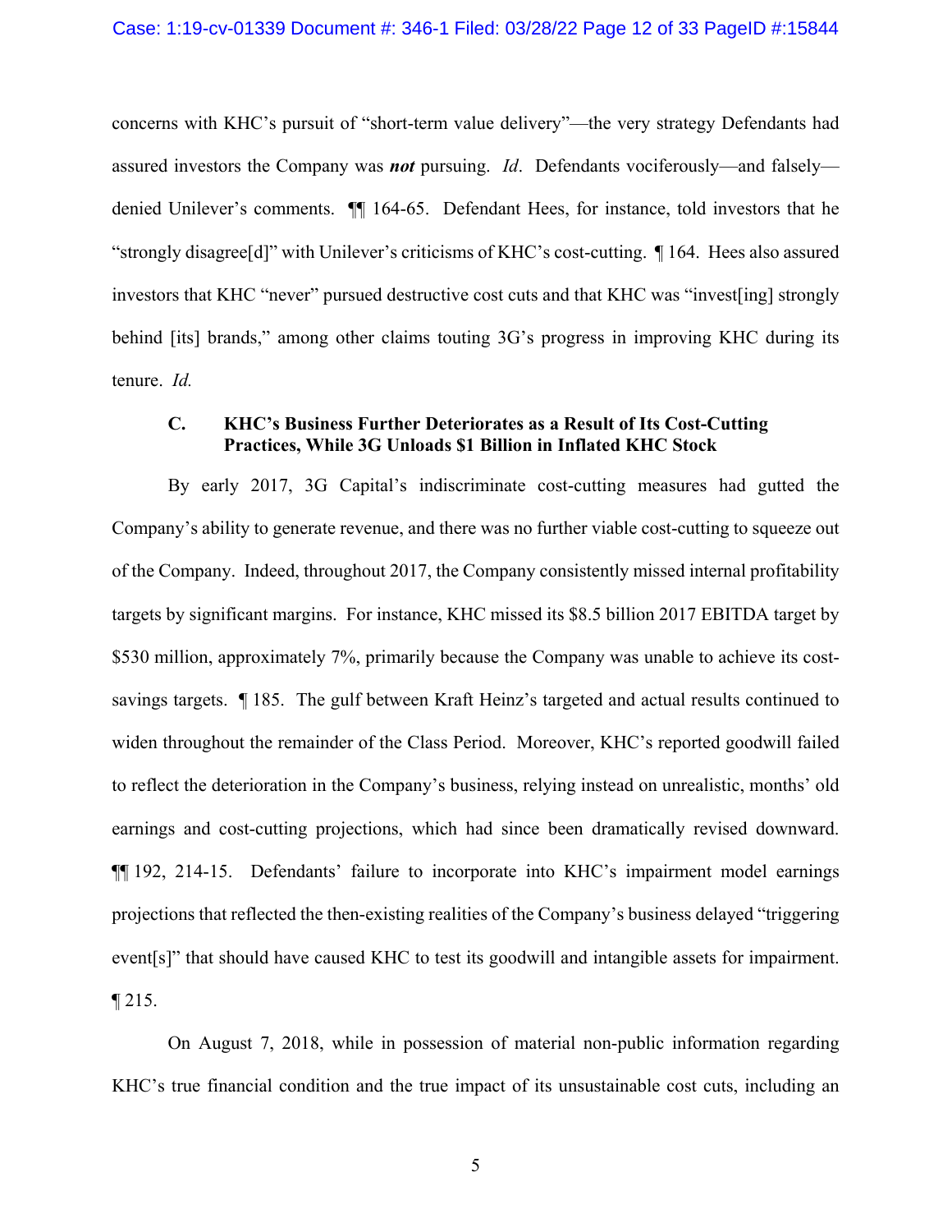concerns with KHC's pursuit of "short-term value delivery"—the very strategy Defendants had assured investors the Company was ***not*** pursuing. *Id*. Defendants vociferously—and falsely—denied Unilever's comments. ¶¶ 164-65. Defendant Hees, for instance, told investors that he "strongly disagree[d]" with Unilever's criticisms of KHC's cost-cutting. ¶ 164. Hees also assured investors that KHC "never" pursued destructive cost cuts and that KHC was "invest[ing] strongly behind [its] brands," among other claims touting 3G's progress in improving KHC during its tenure. *Id.*

### C. KHC's Business Further Deteriorates as a Result of Its Cost-Cutting Practices, While 3G Unloads $1 Billion in Inflated KHC Stock

By early 2017, 3G Capital's indiscriminate cost-cutting measures had gutted the Company's ability to generate revenue, and there was no further viable cost-cutting to squeeze out of the Company. Indeed, throughout 2017, the Company consistently missed internal profitability targets by significant margins. For instance, KHC missed its $8.5 billion 2017 EBITDA target by $530 million, approximately 7%, primarily because the Company was unable to achieve its cost-savings targets. ¶ 185. The gulf between Kraft Heinz's targeted and actual results continued to widen throughout the remainder of the Class Period. Moreover, KHC's reported goodwill failed to reflect the deterioration in the Company's business, relying instead on unrealistic, months' old earnings and cost-cutting projections, which had since been dramatically revised downward. ¶¶ 192, 214-15. Defendants' failure to incorporate into KHC's impairment model earnings projections that reflected the then-existing realities of the Company's business delayed "triggering event[s]" that should have caused KHC to test its goodwill and intangible assets for impairment. ¶ 215.

On August 7, 2018, while in possession of material non-public information regarding KHC's true financial condition and the true impact of its unsustainable cost cuts, including an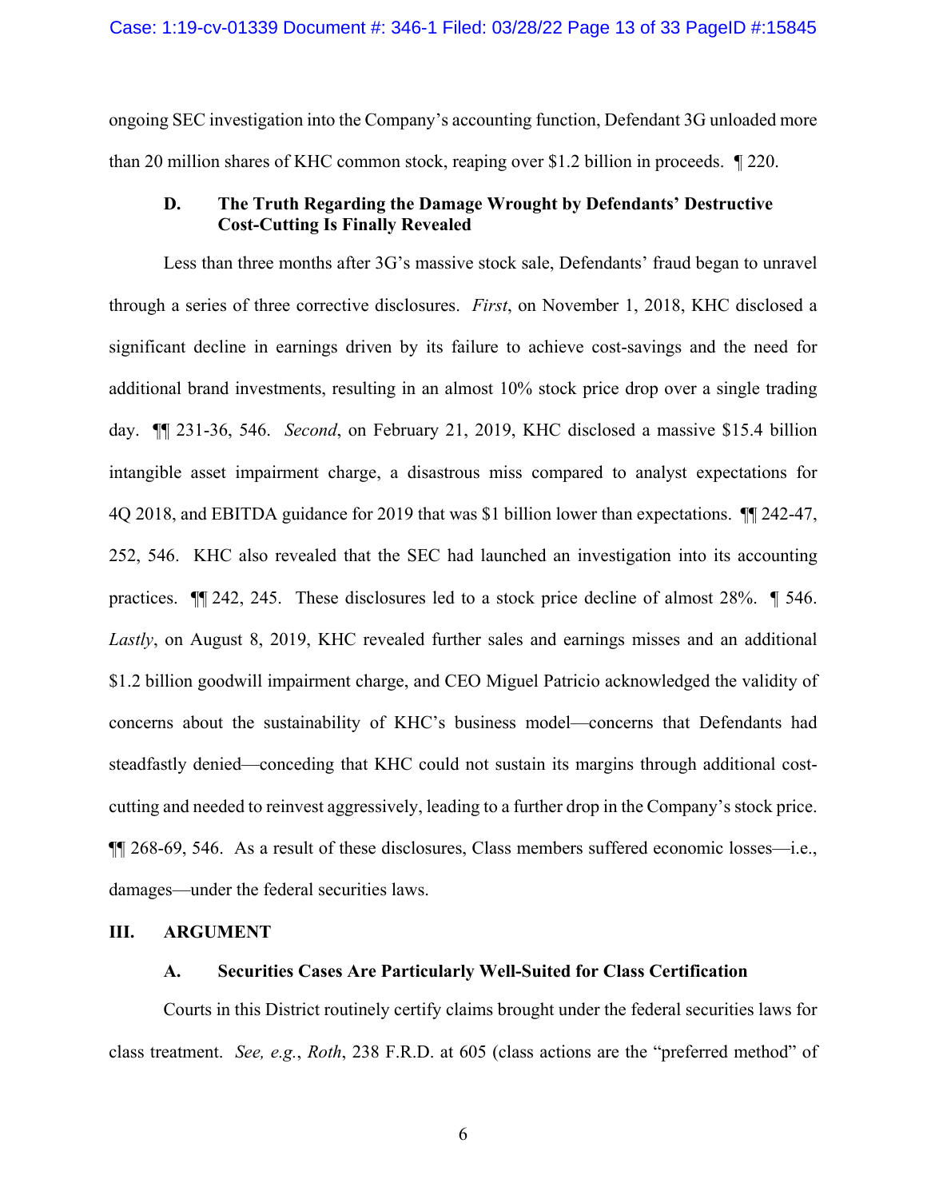ongoing SEC investigation into the Company's accounting function, Defendant 3G unloaded more than 20 million shares of KHC common stock, reaping over $1.2 billion in proceeds. ¶ 220.

### D. The Truth Regarding the Damage Wrought by Defendants' Destructive Cost-Cutting Is Finally Revealed

Less than three months after 3G's massive stock sale, Defendants' fraud began to unravel through a series of three corrective disclosures. *First*, on November 1, 2018, KHC disclosed a significant decline in earnings driven by its failure to achieve cost-savings and the need for additional brand investments, resulting in an almost 10% stock price drop over a single trading day. ¶¶ 231-36, 546. *Second*, on February 21, 2019, KHC disclosed a massive $15.4 billion intangible asset impairment charge, a disastrous miss compared to analyst expectations for 4Q 2018, and EBITDA guidance for 2019 that was $1 billion lower than expectations. ¶¶ 242-47, 252, 546. KHC also revealed that the SEC had launched an investigation into its accounting practices. ¶¶ 242, 245. These disclosures led to a stock price decline of almost 28%. ¶ 546. *Lastly*, on August 8, 2019, KHC revealed further sales and earnings misses and an additional $1.2 billion goodwill impairment charge, and CEO Miguel Patricio acknowledged the validity of concerns about the sustainability of KHC's business model—concerns that Defendants had steadfastly denied—conceding that KHC could not sustain its margins through additional cost-cutting and needed to reinvest aggressively, leading to a further drop in the Company's stock price. ¶¶ 268-69, 546. As a result of these disclosures, Class members suffered economic losses—i.e., damages—under the federal securities laws.

## III. ARGUMENT

### A. Securities Cases Are Particularly Well-Suited for Class Certification

Courts in this District routinely certify claims brought under the federal securities laws for class treatment. *See, e.g.*, *Roth*, 238 F.R.D. at 605 (class actions are the "preferred method" of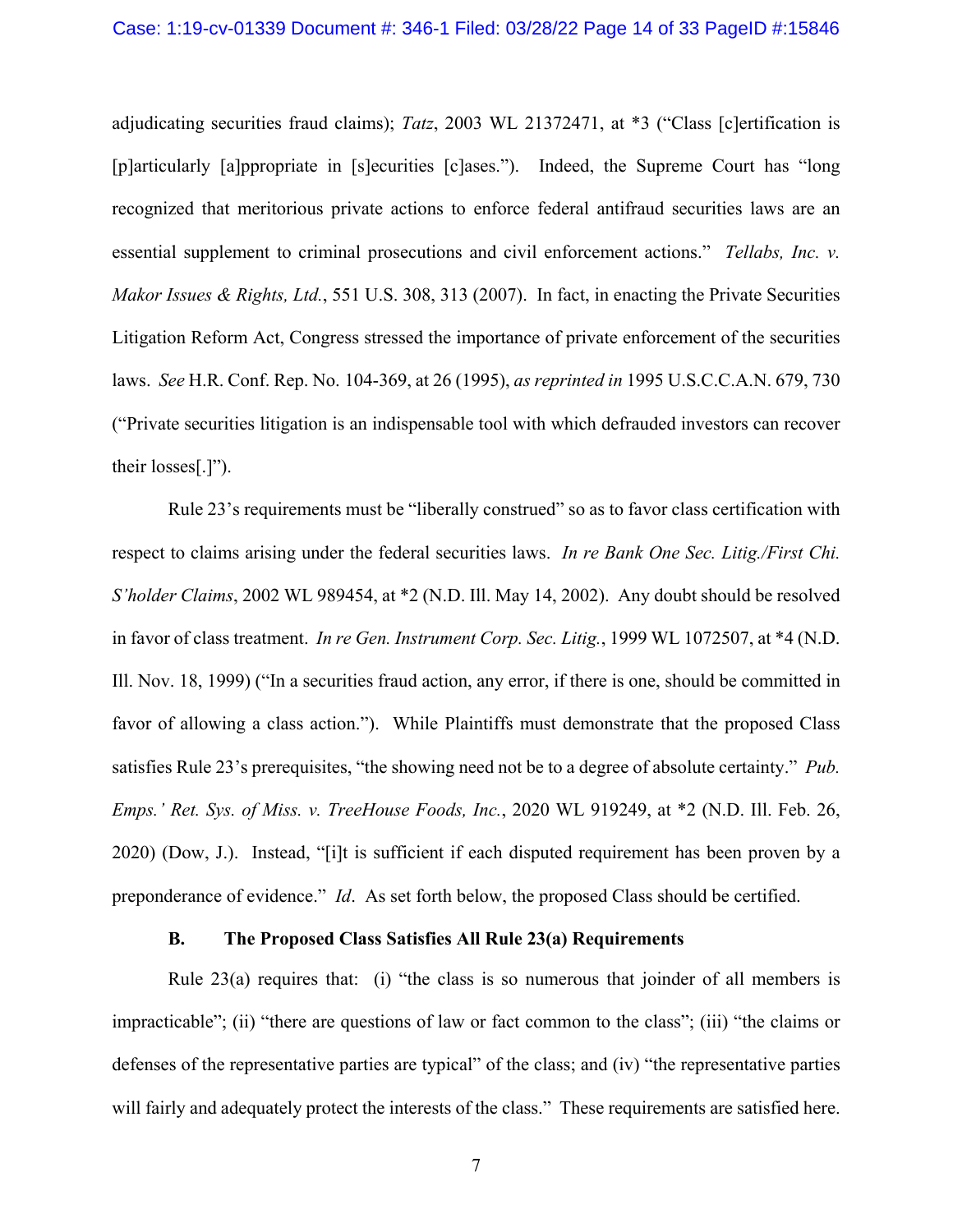adjudicating securities fraud claims); *Tatz*, 2003 WL 21372471, at *3 ("Class [c]ertification is [p]articularly [a]ppropriate in [s]ecurities [c]ases."). Indeed, the Supreme Court has "long recognized that meritorious private actions to enforce federal antifraud securities laws are an essential supplement to criminal prosecutions and civil enforcement actions." *Tellabs, Inc. v. Makor Issues & Rights, Ltd.*, 551 U.S. 308, 313 (2007). In fact, in enacting the Private Securities Litigation Reform Act, Congress stressed the importance of private enforcement of the securities laws. *See* H.R. Conf. Rep. No. 104-369, at 26 (1995), *as reprinted in* 1995 U.S.C.C.A.N. 679, 730 ("Private securities litigation is an indispensable tool with which defrauded investors can recover their losses[.]").

Rule 23's requirements must be "liberally construed" so as to favor class certification with respect to claims arising under the federal securities laws. *In re Bank One Sec. Litig./First Chi. S'holder Claims*, 2002 WL 989454, at *2 (N.D. Ill. May 14, 2002). Any doubt should be resolved in favor of class treatment. *In re Gen. Instrument Corp. Sec. Litig.*, 1999 WL 1072507, at *4 (N.D. Ill. Nov. 18, 1999) ("In a securities fraud action, any error, if there is one, should be committed in favor of allowing a class action."). While Plaintiffs must demonstrate that the proposed Class satisfies Rule 23's prerequisites, "the showing need not be to a degree of absolute certainty." *Pub. Emps.' Ret. Sys. of Miss. v. TreeHouse Foods, Inc.*, 2020 WL 919249, at *2 (N.D. Ill. Feb. 26, 2020) (Dow, J.). Instead, "[i]t is sufficient if each disputed requirement has been proven by a preponderance of evidence." *Id*. As set forth below, the proposed Class should be certified.

### B. The Proposed Class Satisfies All Rule 23(a) Requirements

Rule 23(a) requires that: (i) "the class is so numerous that joinder of all members is impracticable"; (ii) "there are questions of law or fact common to the class"; (iii) "the claims or defenses of the representative parties are typical" of the class; and (iv) "the representative parties will fairly and adequately protect the interests of the class." These requirements are satisfied here.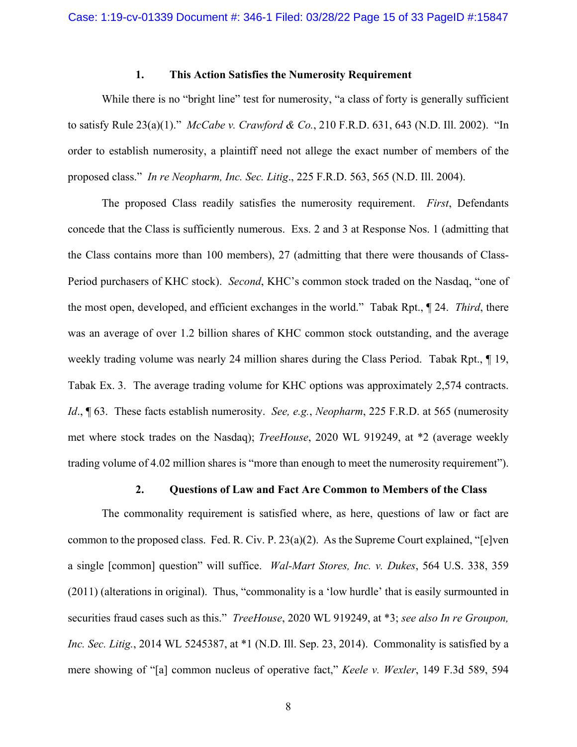### 1. This Action Satisfies the Numerosity Requirement

While there is no "bright line" test for numerosity, "a class of forty is generally sufficient to satisfy Rule 23(a)(1)." *McCabe v. Crawford & Co.*, 210 F.R.D. 631, 643 (N.D. Ill. 2002). "In order to establish numerosity, a plaintiff need not allege the exact number of members of the proposed class." *In re Neopharm, Inc. Sec. Litig*., 225 F.R.D. 563, 565 (N.D. Ill. 2004).

The proposed Class readily satisfies the numerosity requirement. *First*, Defendants concede that the Class is sufficiently numerous. Exs. 2 and 3 at Response Nos. 1 (admitting that the Class contains more than 100 members), 27 (admitting that there were thousands of Class-Period purchasers of KHC stock). *Second*, KHC's common stock traded on the Nasdaq, "one of the most open, developed, and efficient exchanges in the world." Tabak Rpt., ¶ 24. *Third*, there was an average of over 1.2 billion shares of KHC common stock outstanding, and the average weekly trading volume was nearly 24 million shares during the Class Period. Tabak Rpt., ¶ 19, Tabak Ex. 3. The average trading volume for KHC options was approximately 2,574 contracts. *Id*., ¶ 63. These facts establish numerosity. *See, e.g.*, *Neopharm*, 225 F.R.D. at 565 (numerosity met where stock trades on the Nasdaq); *TreeHouse*, 2020 WL 919249, at *2 (average weekly trading volume of 4.02 million shares is "more than enough to meet the numerosity requirement").

### 2. Questions of Law and Fact Are Common to Members of the Class

The commonality requirement is satisfied where, as here, questions of law or fact are common to the proposed class. Fed. R. Civ. P. 23(a)(2). As the Supreme Court explained, "[e]ven a single [common] question" will suffice. *Wal-Mart Stores, Inc. v. Dukes*, 564 U.S. 338, 359 (2011) (alterations in original). Thus, "commonality is a 'low hurdle' that is easily surmounted in securities fraud cases such as this." *TreeHouse*, 2020 WL 919249, at *3; *see also In re Groupon, Inc. Sec. Litig.*, 2014 WL 5245387, at *1 (N.D. Ill. Sep. 23, 2014). Commonality is satisfied by a mere showing of "[a] common nucleus of operative fact," *Keele v. Wexler*, 149 F.3d 589, 594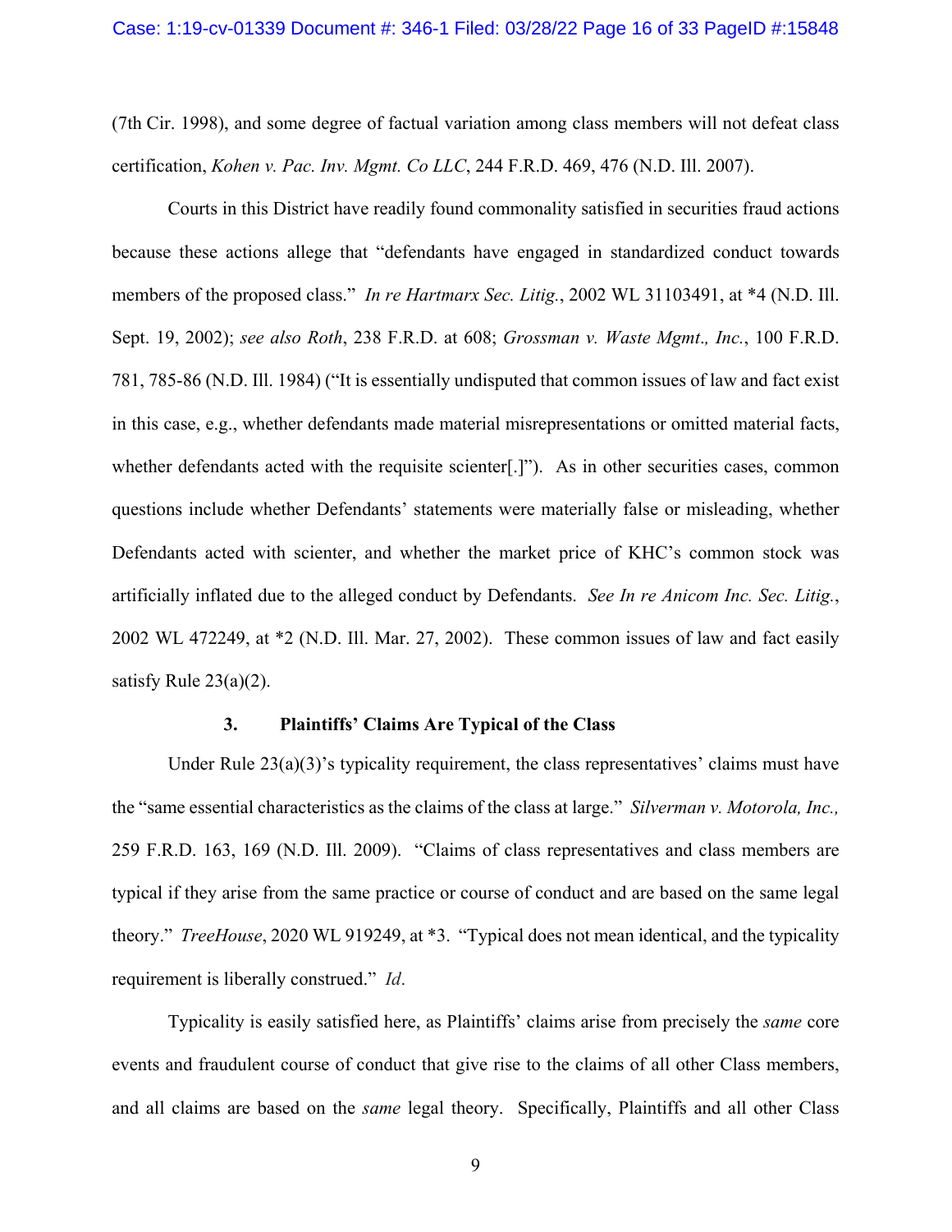(7th Cir. 1998), and some degree of factual variation among class members will not defeat class certification, *Kohen v. Pac. Inv. Mgmt. Co LLC*, 244 F.R.D. 469, 476 (N.D. Ill. 2007).

Courts in this District have readily found commonality satisfied in securities fraud actions because these actions allege that "defendants have engaged in standardized conduct towards members of the proposed class." *In re Hartmarx Sec. Litig.*, 2002 WL 31103491, at *4 (N.D. Ill. Sept. 19, 2002); *see also Roth*, 238 F.R.D. at 608; *Grossman v. Waste Mgmt., Inc.*, 100 F.R.D. 781, 785-86 (N.D. Ill. 1984) ("It is essentially undisputed that common issues of law and fact exist in this case, e.g., whether defendants made material misrepresentations or omitted material facts, whether defendants acted with the requisite scienter[.]"). As in other securities cases, common questions include whether Defendants' statements were materially false or misleading, whether Defendants acted with scienter, and whether the market price of KHC's common stock was artificially inflated due to the alleged conduct by Defendants. *See In re Anicom Inc. Sec. Litig.*, 2002 WL 472249, at *2 (N.D. Ill. Mar. 27, 2002). These common issues of law and fact easily satisfy Rule 23(a)(2).

### 3. Plaintiffs' Claims Are Typical of the Class

Under Rule 23(a)(3)'s typicality requirement, the class representatives' claims must have the "same essential characteristics as the claims of the class at large." *Silverman v. Motorola, Inc.,* 259 F.R.D. 163, 169 (N.D. Ill. 2009). "Claims of class representatives and class members are typical if they arise from the same practice or course of conduct and are based on the same legal theory." *TreeHouse*, 2020 WL 919249, at *3. "Typical does not mean identical, and the typicality requirement is liberally construed." *Id.*

Typicality is easily satisfied here, as Plaintiffs' claims arise from precisely the *same* core events and fraudulent course of conduct that give rise to the claims of all other Class members, and all claims are based on the *same* legal theory. Specifically, Plaintiffs and all other Class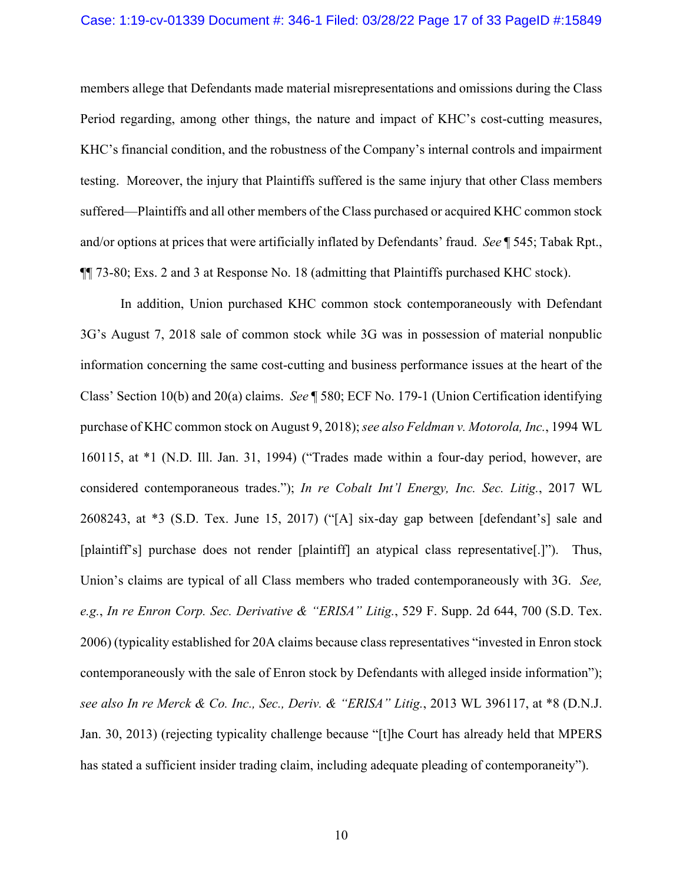members allege that Defendants made material misrepresentations and omissions during the Class Period regarding, among other things, the nature and impact of KHC's cost-cutting measures, KHC's financial condition, and the robustness of the Company's internal controls and impairment testing. Moreover, the injury that Plaintiffs suffered is the same injury that other Class members suffered—Plaintiffs and all other members of the Class purchased or acquired KHC common stock and/or options at prices that were artificially inflated by Defendants' fraud. *See* ¶ 545; Tabak Rpt., ¶¶ 73-80; Exs. 2 and 3 at Response No. 18 (admitting that Plaintiffs purchased KHC stock).

In addition, Union purchased KHC common stock contemporaneously with Defendant 3G's August 7, 2018 sale of common stock while 3G was in possession of material nonpublic information concerning the same cost-cutting and business performance issues at the heart of the Class' Section 10(b) and 20(a) claims. *See* ¶ 580; ECF No. 179-1 (Union Certification identifying purchase of KHC common stock on August 9, 2018); *see also Feldman v. Motorola, Inc.*, 1994 WL 160115, at *1 (N.D. Ill. Jan. 31, 1994) ("Trades made within a four-day period, however, are considered contemporaneous trades."); *In re Cobalt Int'l Energy, Inc. Sec. Litig.*, 2017 WL 2608243, at *3 (S.D. Tex. June 15, 2017) ("[A] six-day gap between [defendant's] sale and [plaintiff's] purchase does not render [plaintiff] an atypical class representative[.]"). Thus, Union's claims are typical of all Class members who traded contemporaneously with 3G. *See, e.g.*, *In re Enron Corp. Sec. Derivative & "ERISA" Litig.*, 529 F. Supp. 2d 644, 700 (S.D. Tex. 2006) (typicality established for 20A claims because class representatives "invested in Enron stock contemporaneously with the sale of Enron stock by Defendants with alleged inside information"); *see also In re Merck & Co. Inc., Sec., Deriv. & "ERISA" Litig.*, 2013 WL 396117, at *8 (D.N.J. Jan. 30, 2013) (rejecting typicality challenge because "[t]he Court has already held that MPERS has stated a sufficient insider trading claim, including adequate pleading of contemporaneity").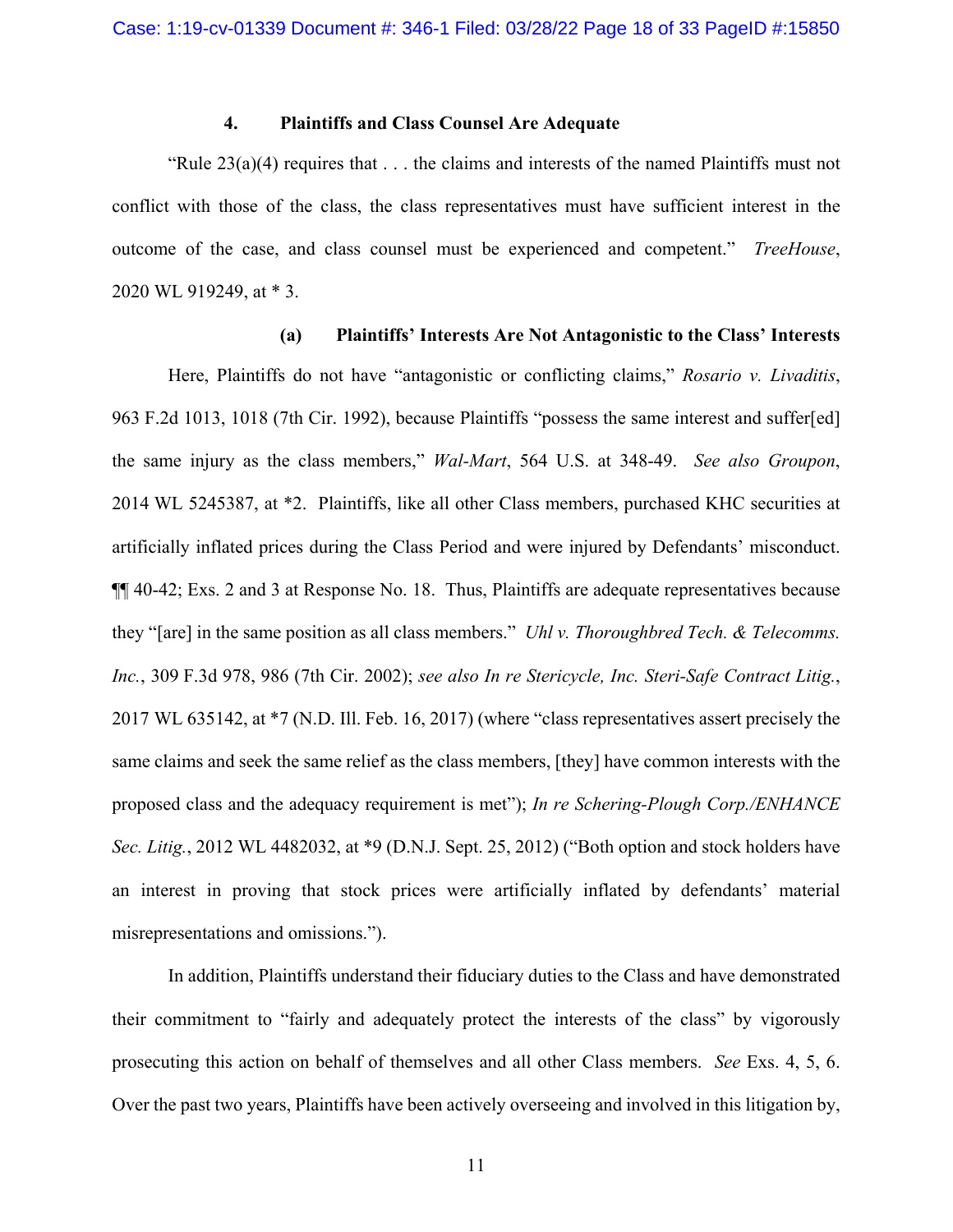#### 4. Plaintiffs and Class Counsel Are Adequate

"Rule 23(a)(4) requires that . . . the claims and interests of the named Plaintiffs must not conflict with those of the class, the class representatives must have sufficient interest in the outcome of the case, and class counsel must be experienced and competent." *TreeHouse*, 2020 WL 919249, at * 3.

##### (a) Plaintiffs' Interests Are Not Antagonistic to the Class' Interests

Here, Plaintiffs do not have "antagonistic or conflicting claims," *Rosario v. Livaditis*, 963 F.2d 1013, 1018 (7th Cir. 1992), because Plaintiffs "possess the same interest and suffer[ed] the same injury as the class members," *Wal-Mart*, 564 U.S. at 348-49. *See also Groupon*, 2014 WL 5245387, at *2. Plaintiffs, like all other Class members, purchased KHC securities at artificially inflated prices during the Class Period and were injured by Defendants' misconduct. ¶¶ 40-42; Exs. 2 and 3 at Response No. 18. Thus, Plaintiffs are adequate representatives because they "[are] in the same position as all class members." *Uhl v. Thoroughbred Tech. & Telecomms. Inc.*, 309 F.3d 978, 986 (7th Cir. 2002); *see also In re Stericycle, Inc. Steri-Safe Contract Litig.*, 2017 WL 635142, at *7 (N.D. Ill. Feb. 16, 2017) (where "class representatives assert precisely the same claims and seek the same relief as the class members, [they] have common interests with the proposed class and the adequacy requirement is met"); *In re Schering-Plough Corp./ENHANCE Sec. Litig.*, 2012 WL 4482032, at *9 (D.N.J. Sept. 25, 2012) ("Both option and stock holders have an interest in proving that stock prices were artificially inflated by defendants' material misrepresentations and omissions.").

In addition, Plaintiffs understand their fiduciary duties to the Class and have demonstrated their commitment to "fairly and adequately protect the interests of the class" by vigorously prosecuting this action on behalf of themselves and all other Class members. *See* Exs. 4, 5, 6. Over the past two years, Plaintiffs have been actively overseeing and involved in this litigation by,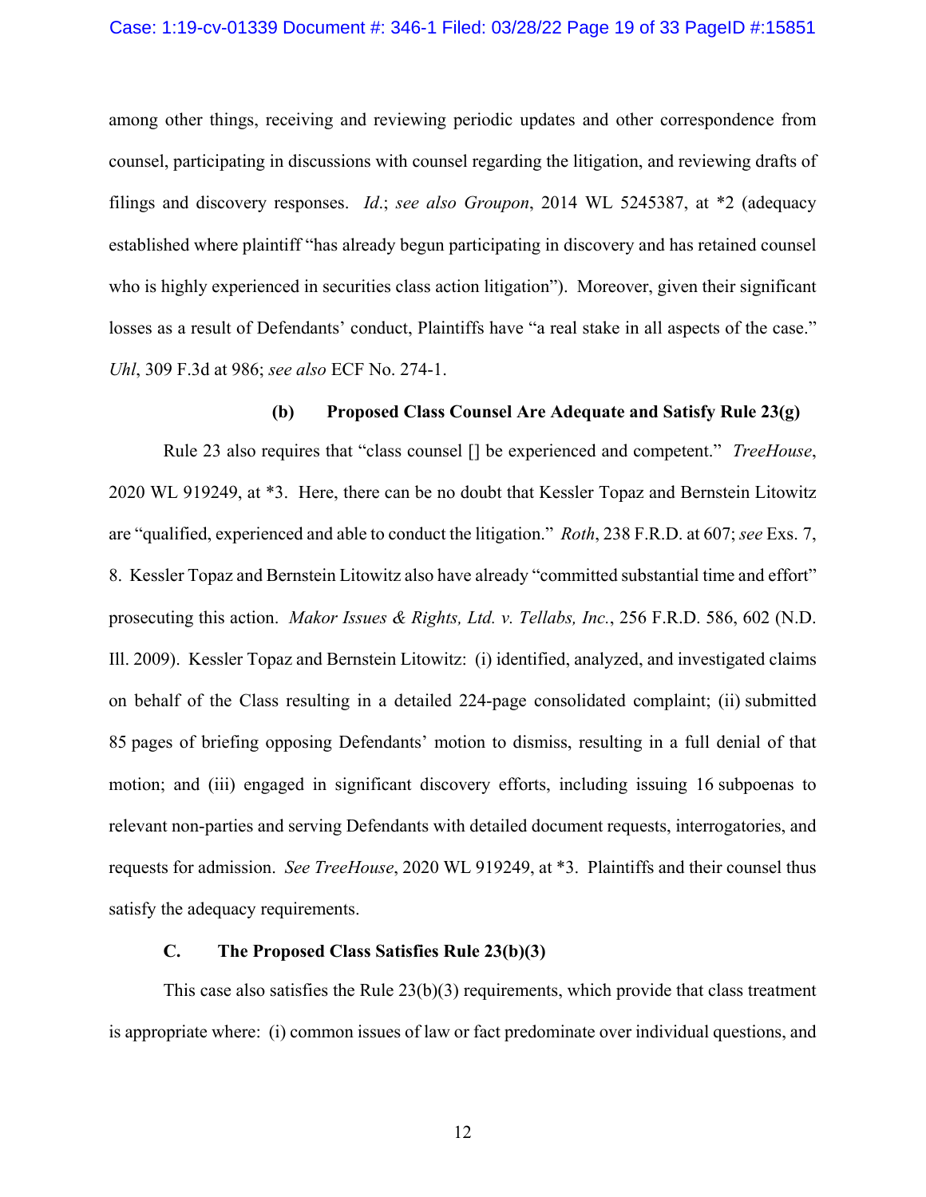among other things, receiving and reviewing periodic updates and other correspondence from counsel, participating in discussions with counsel regarding the litigation, and reviewing drafts of filings and discovery responses. *Id.*; *see also Groupon*, 2014 WL 5245387, at *2 (adequacy established where plaintiff "has already begun participating in discovery and has retained counsel who is highly experienced in securities class action litigation"). Moreover, given their significant losses as a result of Defendants' conduct, Plaintiffs have "a real stake in all aspects of the case." *Uhl*, 309 F.3d at 986; *see also* ECF No. 274-1.

#### (b) Proposed Class Counsel Are Adequate and Satisfy Rule 23(g)

Rule 23 also requires that "class counsel [] be experienced and competent." *TreeHouse*, 2020 WL 919249, at *3. Here, there can be no doubt that Kessler Topaz and Bernstein Litowitz are "qualified, experienced and able to conduct the litigation." *Roth*, 238 F.R.D. at 607; *see* Exs. 7, 8. Kessler Topaz and Bernstein Litowitz also have already "committed substantial time and effort" prosecuting this action. *Makor Issues & Rights, Ltd. v. Tellabs, Inc.*, 256 F.R.D. 586, 602 (N.D. Ill. 2009). Kessler Topaz and Bernstein Litowitz: (i) identified, analyzed, and investigated claims on behalf of the Class resulting in a detailed 224-page consolidated complaint; (ii) submitted 85 pages of briefing opposing Defendants' motion to dismiss, resulting in a full denial of that motion; and (iii) engaged in significant discovery efforts, including issuing 16 subpoenas to relevant non-parties and serving Defendants with detailed document requests, interrogatories, and requests for admission. *See TreeHouse*, 2020 WL 919249, at *3. Plaintiffs and their counsel thus satisfy the adequacy requirements.

### C. The Proposed Class Satisfies Rule 23(b)(3)

This case also satisfies the Rule 23(b)(3) requirements, which provide that class treatment is appropriate where: (i) common issues of law or fact predominate over individual questions, and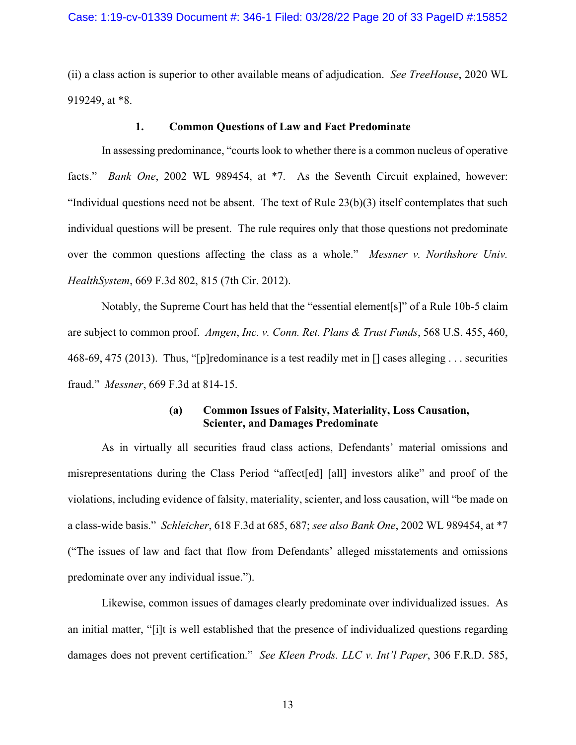(ii) a class action is superior to other available means of adjudication. *See TreeHouse*, 2020 WL 919249, at *8.

### 1. Common Questions of Law and Fact Predominate

In assessing predominance, "courts look to whether there is a common nucleus of operative facts." *Bank One*, 2002 WL 989454, at *7. As the Seventh Circuit explained, however: "Individual questions need not be absent. The text of Rule 23(b)(3) itself contemplates that such individual questions will be present. The rule requires only that those questions not predominate over the common questions affecting the class as a whole." *Messner v. Northshore Univ. HealthSystem*, 669 F.3d 802, 815 (7th Cir. 2012).

Notably, the Supreme Court has held that the "essential element[s]" of a Rule 10b-5 claim are subject to common proof. *Amgen*, *Inc. v. Conn. Ret. Plans & Trust Funds*, 568 U.S. 455, 460, 468-69, 475 (2013). Thus, "[p]redominance is a test readily met in [] cases alleging . . . securities fraud." *Messner*, 669 F.3d at 814-15.

#### (a) Common Issues of Falsity, Materiality, Loss Causation, Scienter, and Damages Predominate

As in virtually all securities fraud class actions, Defendants' material omissions and misrepresentations during the Class Period "affect[ed] [all] investors alike" and proof of the violations, including evidence of falsity, materiality, scienter, and loss causation, will "be made on a class-wide basis." *Schleicher*, 618 F.3d at 685, 687; *see also Bank One*, 2002 WL 989454, at *7 ("The issues of law and fact that flow from Defendants' alleged misstatements and omissions predominate over any individual issue.").

Likewise, common issues of damages clearly predominate over individualized issues. As an initial matter, "[i]t is well established that the presence of individualized questions regarding damages does not prevent certification." *See Kleen Prods. LLC v. Int'l Paper*, 306 F.R.D. 585,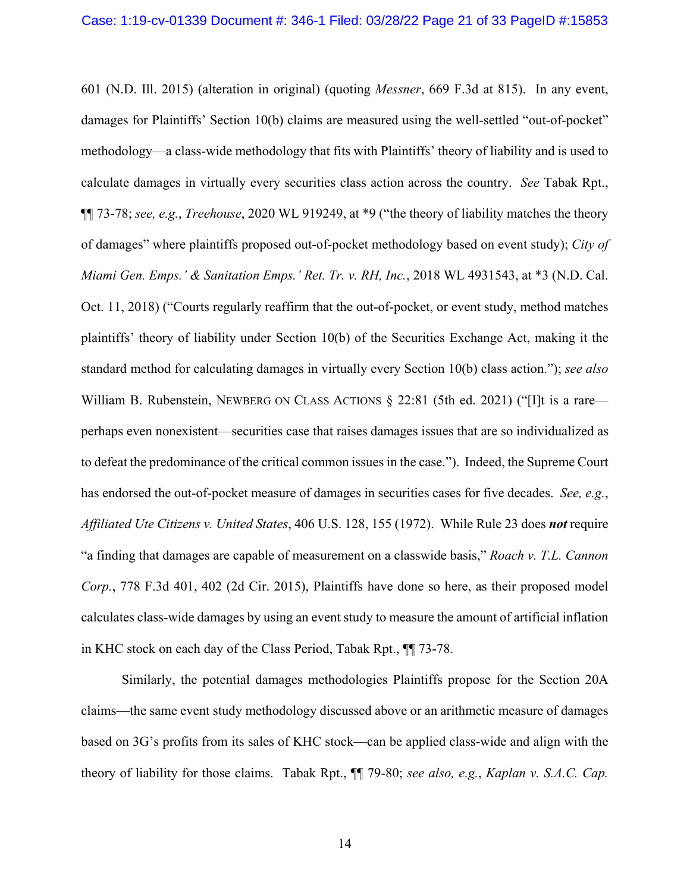601 (N.D. Ill. 2015) (alteration in original) (quoting *Messner*, 669 F.3d at 815). In any event, damages for Plaintiffs' Section 10(b) claims are measured using the well-settled "out-of-pocket" methodology—a class-wide methodology that fits with Plaintiffs' theory of liability and is used to calculate damages in virtually every securities class action across the country. *See* Tabak Rpt., ¶¶ 73-78; *see, e.g.*, *Treehouse*, 2020 WL 919249, at *9 ("the theory of liability matches the theory of damages" where plaintiffs proposed out-of-pocket methodology based on event study); *City of Miami Gen. Emps.' & Sanitation Emps.' Ret. Tr. v. RH, Inc.*, 2018 WL 4931543, at *3 (N.D. Cal. Oct. 11, 2018) ("Courts regularly reaffirm that the out-of-pocket, or event study, method matches plaintiffs' theory of liability under Section 10(b) of the Securities Exchange Act, making it the standard method for calculating damages in virtually every Section 10(b) class action."); *see also* William B. Rubenstein, NEWBERG ON CLASS ACTIONS § 22:81 (5th ed. 2021) ("[I]t is a rare—perhaps even nonexistent—securities case that raises damages issues that are so individualized as to defeat the predominance of the critical common issues in the case."). Indeed, the Supreme Court has endorsed the out-of-pocket measure of damages in securities cases for five decades. *See, e.g.*, *Affiliated Ute Citizens v. United States*, 406 U.S. 128, 155 (1972). While Rule 23 does ***not*** require "a finding that damages are capable of measurement on a classwide basis," *Roach v. T.L. Cannon Corp.*, 778 F.3d 401, 402 (2d Cir. 2015), Plaintiffs have done so here, as their proposed model calculates class-wide damages by using an event study to measure the amount of artificial inflation in KHC stock on each day of the Class Period, Tabak Rpt., ¶¶ 73-78.

Similarly, the potential damages methodologies Plaintiffs propose for the Section 20A claims—the same event study methodology discussed above or an arithmetic measure of damages based on 3G's profits from its sales of KHC stock—can be applied class-wide and align with the theory of liability for those claims. Tabak Rpt., ¶¶ 79-80; *see also, e.g.*, *Kaplan v. S.A.C. Cap.*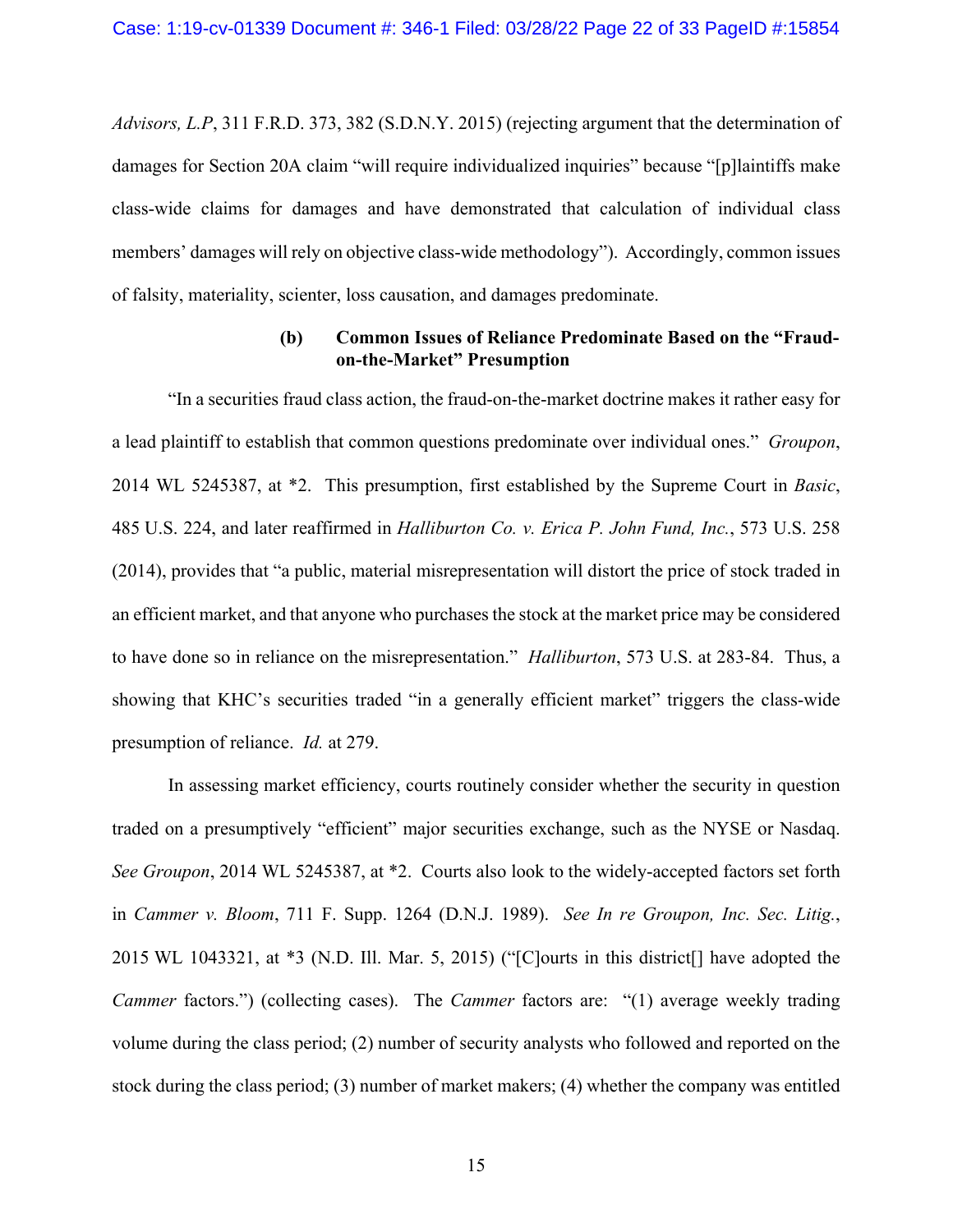*Advisors, L.P*, 311 F.R.D. 373, 382 (S.D.N.Y. 2015) (rejecting argument that the determination of damages for Section 20A claim "will require individualized inquiries" because "[p]laintiffs make class-wide claims for damages and have demonstrated that calculation of individual class members' damages will rely on objective class-wide methodology"). Accordingly, common issues of falsity, materiality, scienter, loss causation, and damages predominate.

**(b) Common Issues of Reliance Predominate Based on the "Fraud-on-the-Market" Presumption**

"In a securities fraud class action, the fraud-on-the-market doctrine makes it rather easy for a lead plaintiff to establish that common questions predominate over individual ones." *Groupon*, 2014 WL 5245387, at *2. This presumption, first established by the Supreme Court in *Basic*, 485 U.S. 224, and later reaffirmed in *Halliburton Co. v. Erica P. John Fund, Inc.*, 573 U.S. 258 (2014), provides that "a public, material misrepresentation will distort the price of stock traded in an efficient market, and that anyone who purchases the stock at the market price may be considered to have done so in reliance on the misrepresentation." *Halliburton*, 573 U.S. at 283-84. Thus, a showing that KHC's securities traded "in a generally efficient market" triggers the class-wide presumption of reliance. *Id.* at 279.

In assessing market efficiency, courts routinely consider whether the security in question traded on a presumptively "efficient" major securities exchange, such as the NYSE or Nasdaq. *See Groupon*, 2014 WL 5245387, at *2. Courts also look to the widely-accepted factors set forth in *Cammer v. Bloom*, 711 F. Supp. 1264 (D.N.J. 1989). *See In re Groupon, Inc. Sec. Litig.*, 2015 WL 1043321, at *3 (N.D. Ill. Mar. 5, 2015) ("[C]ourts in this district[] have adopted the *Cammer* factors.") (collecting cases). The *Cammer* factors are: "(1) average weekly trading volume during the class period; (2) number of security analysts who followed and reported on the stock during the class period; (3) number of market makers; (4) whether the company was entitled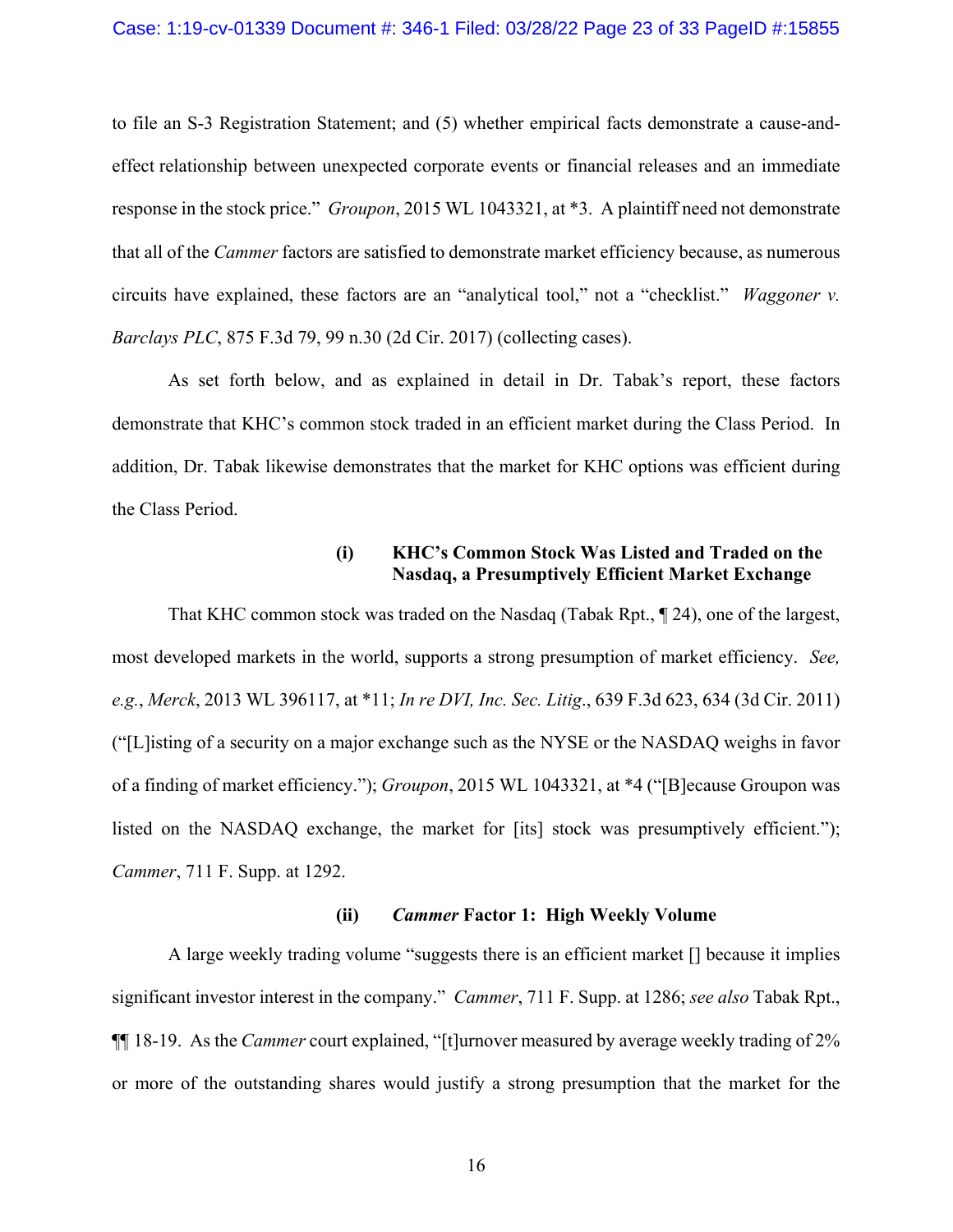to file an S-3 Registration Statement; and (5) whether empirical facts demonstrate a cause-and-effect relationship between unexpected corporate events or financial releases and an immediate response in the stock price." *Groupon*, 2015 WL 1043321, at *3. A plaintiff need not demonstrate that all of the *Cammer* factors are satisfied to demonstrate market efficiency because, as numerous circuits have explained, these factors are an "analytical tool," not a "checklist." *Waggoner v. Barclays PLC*, 875 F.3d 79, 99 n.30 (2d Cir. 2017) (collecting cases).

As set forth below, and as explained in detail in Dr. Tabak's report, these factors demonstrate that KHC's common stock traded in an efficient market during the Class Period. In addition, Dr. Tabak likewise demonstrates that the market for KHC options was efficient during the Class Period.

#### (i) KHC's Common Stock Was Listed and Traded on the Nasdaq, a Presumptively Efficient Market Exchange

That KHC common stock was traded on the Nasdaq (Tabak Rpt., ¶ 24), one of the largest, most developed markets in the world, supports a strong presumption of market efficiency. *See, e.g.*, *Merck*, 2013 WL 396117, at *11; *In re DVI, Inc. Sec. Litig*., 639 F.3d 623, 634 (3d Cir. 2011) ("[L]isting of a security on a major exchange such as the NYSE or the NASDAQ weighs in favor of a finding of market efficiency."); *Groupon*, 2015 WL 1043321, at *4 ("[B]ecause Groupon was listed on the NASDAQ exchange, the market for [its] stock was presumptively efficient."); *Cammer*, 711 F. Supp. at 1292.

#### (ii) *Cammer* Factor 1: High Weekly Volume

A large weekly trading volume "suggests there is an efficient market [] because it implies significant investor interest in the company." *Cammer*, 711 F. Supp. at 1286; *see also* Tabak Rpt., ¶¶ 18-19. As the *Cammer* court explained, "[t]urnover measured by average weekly trading of 2% or more of the outstanding shares would justify a strong presumption that the market for the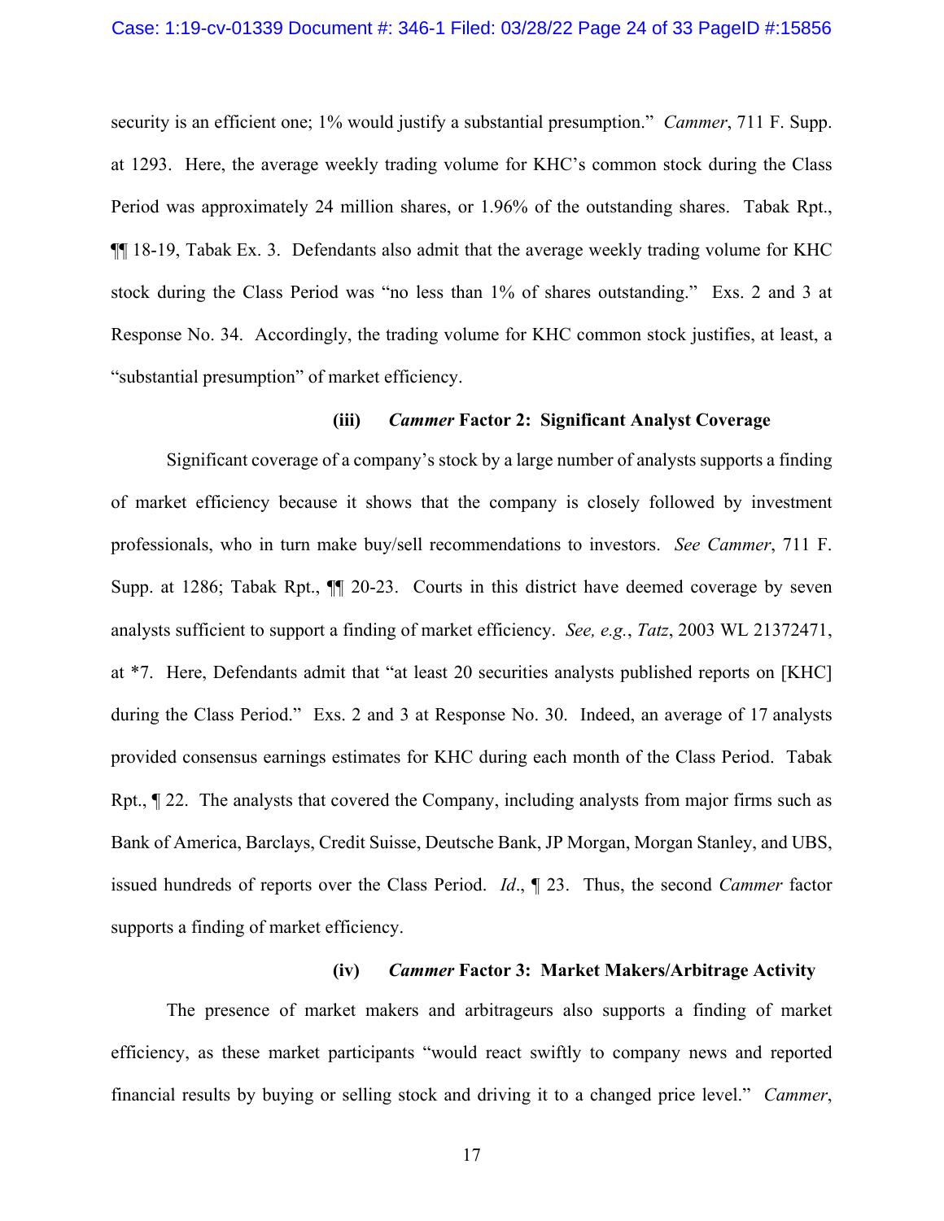security is an efficient one; 1% would justify a substantial presumption." *Cammer*, 711 F. Supp. at 1293. Here, the average weekly trading volume for KHC's common stock during the Class Period was approximately 24 million shares, or 1.96% of the outstanding shares. Tabak Rpt., ¶¶ 18-19, Tabak Ex. 3. Defendants also admit that the average weekly trading volume for KHC stock during the Class Period was "no less than 1% of shares outstanding." Exs. 2 and 3 at Response No. 34. Accordingly, the trading volume for KHC common stock justifies, at least, a "substantial presumption" of market efficiency.

#### (iii) *Cammer* Factor 2: Significant Analyst Coverage

Significant coverage of a company's stock by a large number of analysts supports a finding of market efficiency because it shows that the company is closely followed by investment professionals, who in turn make buy/sell recommendations to investors. *See Cammer*, 711 F. Supp. at 1286; Tabak Rpt., ¶¶ 20-23. Courts in this district have deemed coverage by seven analysts sufficient to support a finding of market efficiency. *See, e.g.*, *Tatz*, 2003 WL 21372471, at *7. Here, Defendants admit that "at least 20 securities analysts published reports on [KHC] during the Class Period." Exs. 2 and 3 at Response No. 30. Indeed, an average of 17 analysts provided consensus earnings estimates for KHC during each month of the Class Period. Tabak Rpt., ¶ 22. The analysts that covered the Company, including analysts from major firms such as Bank of America, Barclays, Credit Suisse, Deutsche Bank, JP Morgan, Morgan Stanley, and UBS, issued hundreds of reports over the Class Period. *Id*., ¶ 23. Thus, the second *Cammer* factor supports a finding of market efficiency.

#### (iv) *Cammer* Factor 3: Market Makers/Arbitrage Activity

The presence of market makers and arbitrageurs also supports a finding of market efficiency, as these market participants "would react swiftly to company news and reported financial results by buying or selling stock and driving it to a changed price level." *Cammer*,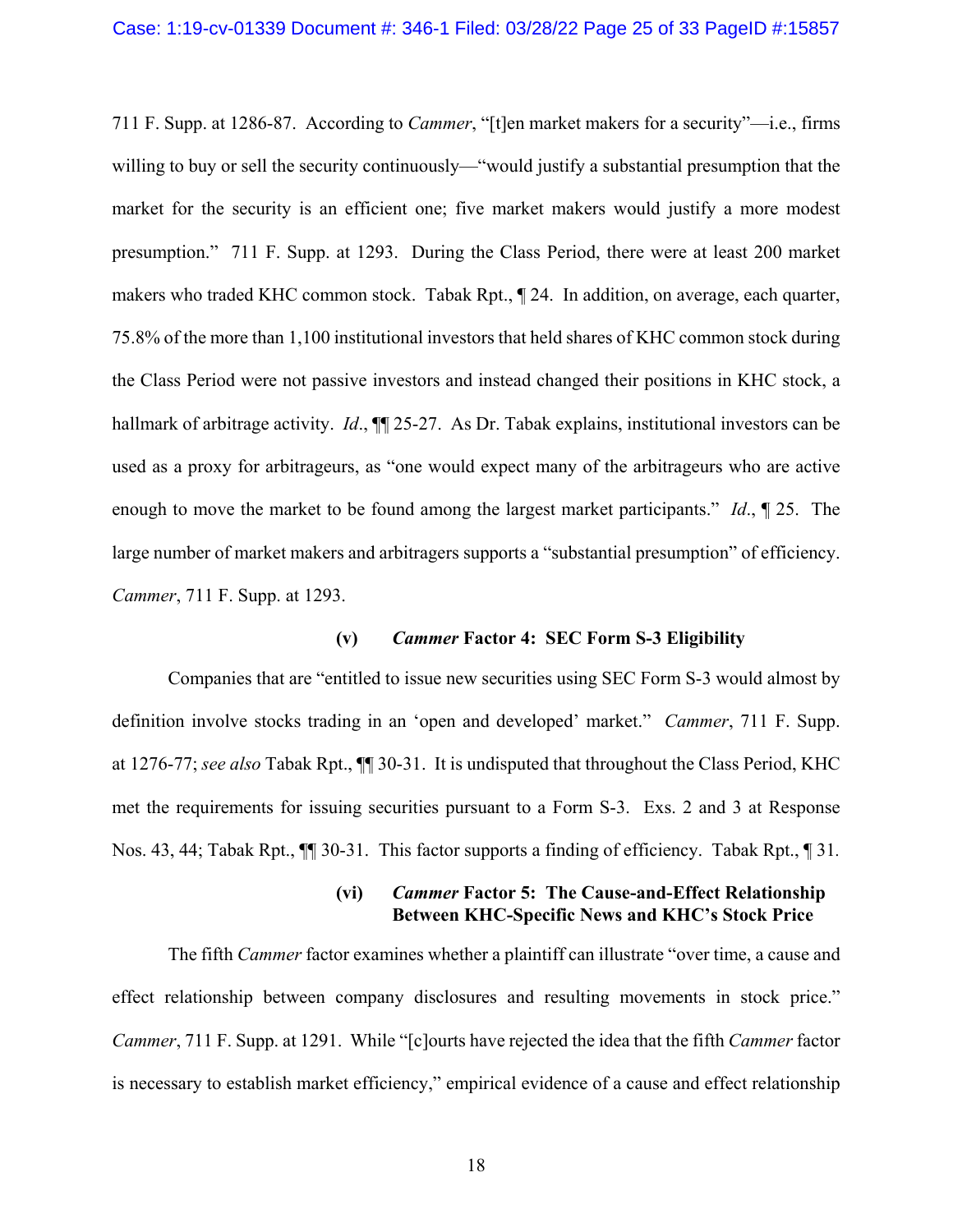711 F. Supp. at 1286-87. According to *Cammer*, "[t]en market makers for a security"—i.e., firms willing to buy or sell the security continuously—"would justify a substantial presumption that the market for the security is an efficient one; five market makers would justify a more modest presumption." 711 F. Supp. at 1293. During the Class Period, there were at least 200 market makers who traded KHC common stock. Tabak Rpt., ¶ 24. In addition, on average, each quarter, 75.8% of the more than 1,100 institutional investors that held shares of KHC common stock during the Class Period were not passive investors and instead changed their positions in KHC stock, a hallmark of arbitrage activity. *Id*., ¶¶ 25-27. As Dr. Tabak explains, institutional investors can be used as a proxy for arbitrageurs, as "one would expect many of the arbitrageurs who are active enough to move the market to be found among the largest market participants." *Id*., ¶ 25. The large number of market makers and arbitragers supports a "substantial presumption" of efficiency. *Cammer*, 711 F. Supp. at 1293.

#### (v) *Cammer* Factor 4: SEC Form S-3 Eligibility

Companies that are "entitled to issue new securities using SEC Form S-3 would almost by definition involve stocks trading in an 'open and developed' market." *Cammer*, 711 F. Supp. at 1276-77; *see also* Tabak Rpt., ¶¶ 30-31. It is undisputed that throughout the Class Period, KHC met the requirements for issuing securities pursuant to a Form S-3. Exs. 2 and 3 at Response Nos. 43, 44; Tabak Rpt., ¶¶ 30-31. This factor supports a finding of efficiency. Tabak Rpt., ¶ 31.

#### (vi) *Cammer* Factor 5: The Cause-and-Effect Relationship Between KHC-Specific News and KHC's Stock Price

The fifth *Cammer* factor examines whether a plaintiff can illustrate "over time, a cause and effect relationship between company disclosures and resulting movements in stock price." *Cammer*, 711 F. Supp. at 1291. While "[c]ourts have rejected the idea that the fifth *Cammer* factor is necessary to establish market efficiency," empirical evidence of a cause and effect relationship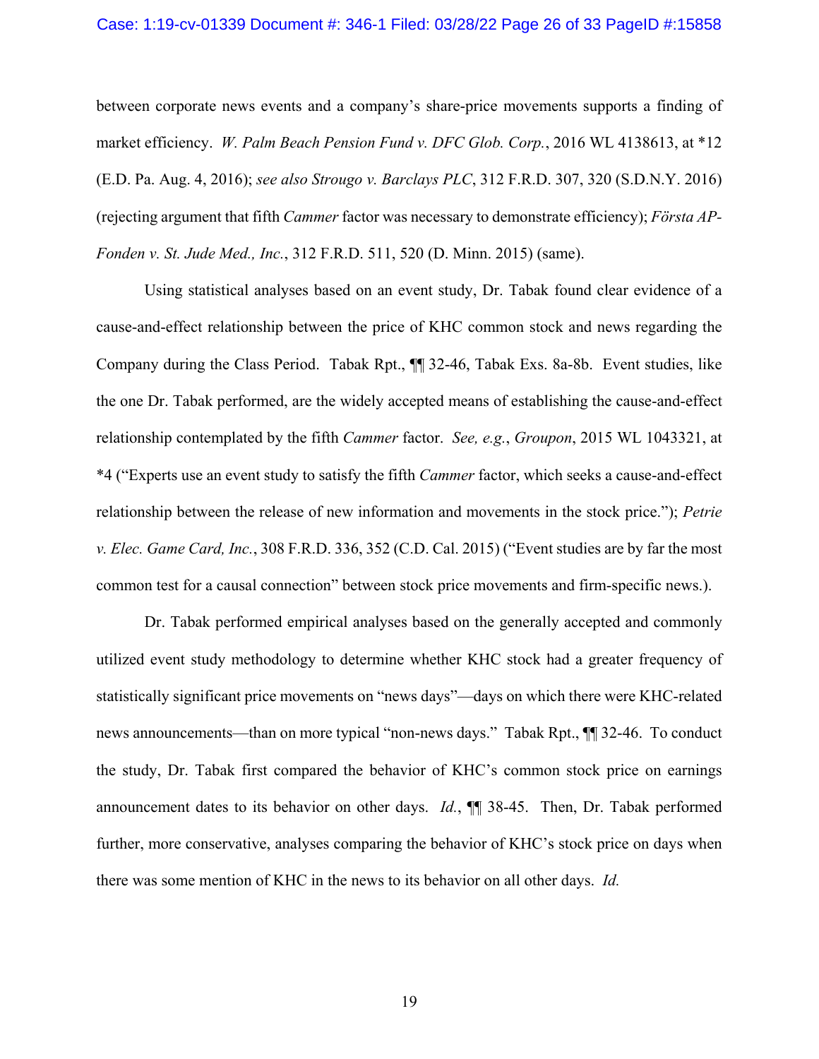between corporate news events and a company's share-price movements supports a finding of market efficiency. *W. Palm Beach Pension Fund v. DFC Glob. Corp.*, 2016 WL 4138613, at *12 (E.D. Pa. Aug. 4, 2016); *see also Strougo v. Barclays PLC*, 312 F.R.D. 307, 320 (S.D.N.Y. 2016) (rejecting argument that fifth *Cammer* factor was necessary to demonstrate efficiency); *Första AP-Fonden v. St. Jude Med., Inc.*, 312 F.R.D. 511, 520 (D. Minn. 2015) (same).

Using statistical analyses based on an event study, Dr. Tabak found clear evidence of a cause-and-effect relationship between the price of KHC common stock and news regarding the Company during the Class Period. Tabak Rpt., ¶¶ 32-46, Tabak Exs. 8a-8b. Event studies, like the one Dr. Tabak performed, are the widely accepted means of establishing the cause-and-effect relationship contemplated by the fifth *Cammer* factor. *See, e.g.*, *Groupon*, 2015 WL 1043321, at *4 ("Experts use an event study to satisfy the fifth *Cammer* factor, which seeks a cause-and-effect relationship between the release of new information and movements in the stock price."); *Petrie v. Elec. Game Card, Inc.*, 308 F.R.D. 336, 352 (C.D. Cal. 2015) ("Event studies are by far the most common test for a causal connection" between stock price movements and firm-specific news.).

Dr. Tabak performed empirical analyses based on the generally accepted and commonly utilized event study methodology to determine whether KHC stock had a greater frequency of statistically significant price movements on "news days"—days on which there were KHC-related news announcements—than on more typical "non-news days." Tabak Rpt., ¶¶ 32-46. To conduct the study, Dr. Tabak first compared the behavior of KHC's common stock price on earnings announcement dates to its behavior on other days. *Id.*, ¶¶ 38-45. Then, Dr. Tabak performed further, more conservative, analyses comparing the behavior of KHC's stock price on days when there was some mention of KHC in the news to its behavior on all other days. *Id.*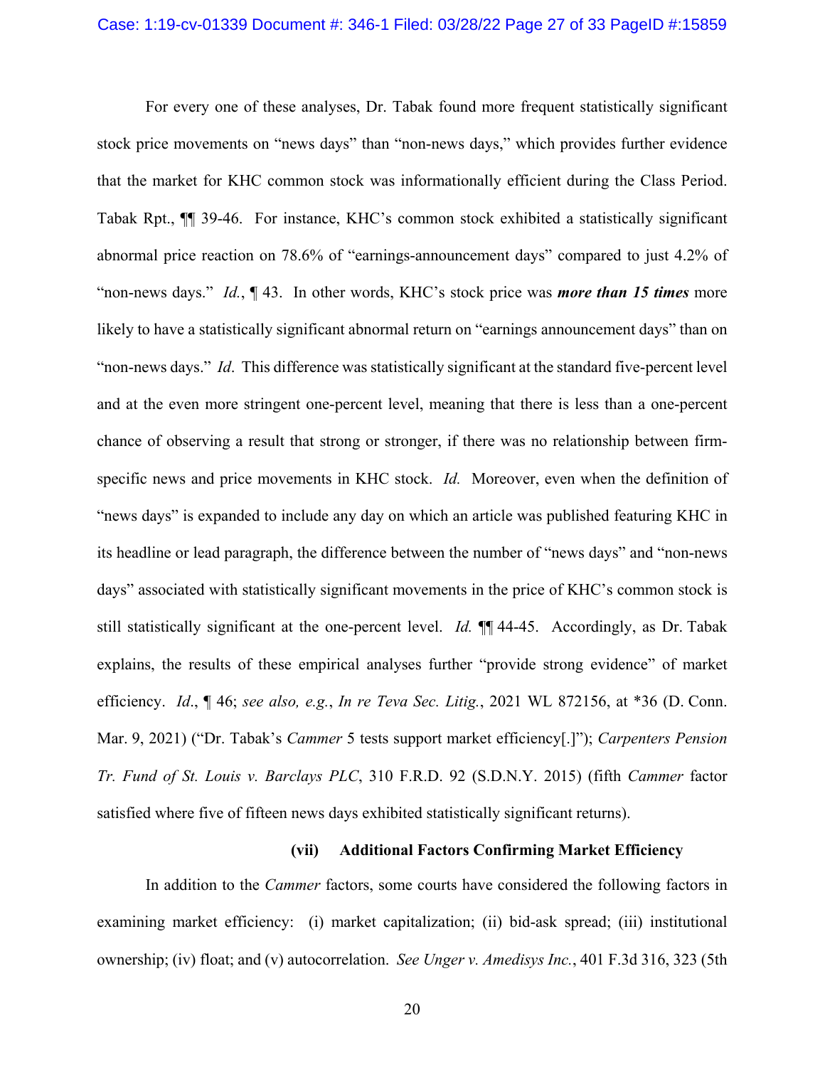For every one of these analyses, Dr. Tabak found more frequent statistically significant stock price movements on "news days" than "non-news days," which provides further evidence that the market for KHC common stock was informationally efficient during the Class Period. Tabak Rpt., ¶¶ 39-46. For instance, KHC's common stock exhibited a statistically significant abnormal price reaction on 78.6% of "earnings-announcement days" compared to just 4.2% of "non-news days." *Id.*, ¶ 43. In other words, KHC's stock price was ***more than 15 times*** more likely to have a statistically significant abnormal return on "earnings announcement days" than on "non-news days." *Id*. This difference was statistically significant at the standard five-percent level and at the even more stringent one-percent level, meaning that there is less than a one-percent chance of observing a result that strong or stronger, if there was no relationship between firm-specific news and price movements in KHC stock. *Id.* Moreover, even when the definition of "news days" is expanded to include any day on which an article was published featuring KHC in its headline or lead paragraph, the difference between the number of "news days" and "non-news days" associated with statistically significant movements in the price of KHC's common stock is still statistically significant at the one-percent level. *Id.* ¶¶ 44-45. Accordingly, as Dr. Tabak explains, the results of these empirical analyses further "provide strong evidence" of market efficiency. *Id*., ¶ 46; *see also, e.g.*, *In re Teva Sec. Litig.*, 2021 WL 872156, at *36 (D. Conn. Mar. 9, 2021) ("Dr. Tabak's *Cammer* 5 tests support market efficiency[.]"); *Carpenters Pension Tr. Fund of St. Louis v. Barclays PLC*, 310 F.R.D. 92 (S.D.N.Y. 2015) (fifth *Cammer* factor satisfied where five of fifteen news days exhibited statistically significant returns).

**(vii) Additional Factors Confirming Market Efficiency**

In addition to the *Cammer* factors, some courts have considered the following factors in examining market efficiency: (i) market capitalization; (ii) bid-ask spread; (iii) institutional ownership; (iv) float; and (v) autocorrelation. *See Unger v. Amedisys Inc.*, 401 F.3d 316, 323 (5th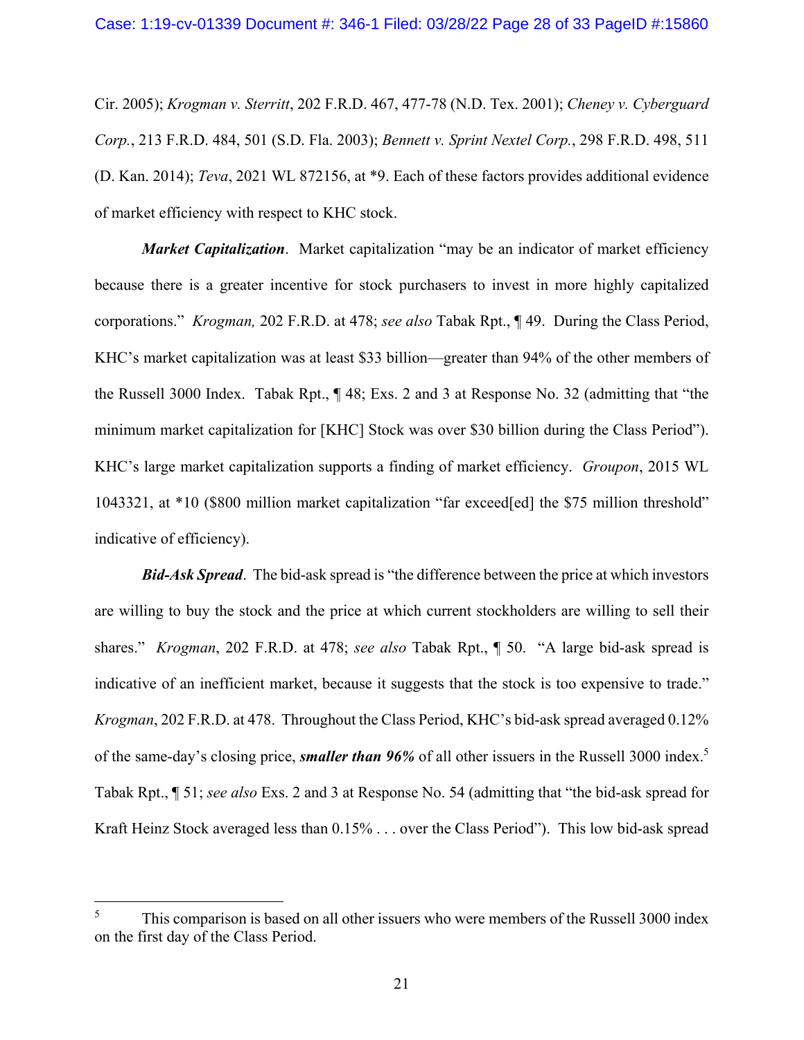Cir. 2005); *Krogman v. Sterritt*, 202 F.R.D. 467, 477-78 (N.D. Tex. 2001); *Cheney v. Cyberguard Corp.*, 213 F.R.D. 484, 501 (S.D. Fla. 2003); *Bennett v. Sprint Nextel Corp.*, 298 F.R.D. 498, 511 (D. Kan. 2014); *Teva*, 2021 WL 872156, at *9. Each of these factors provides additional evidence of market efficiency with respect to KHC stock.

***Market Capitalization***. Market capitalization "may be an indicator of market efficiency because there is a greater incentive for stock purchasers to invest in more highly capitalized corporations." *Krogman,* 202 F.R.D. at 478; *see also* Tabak Rpt., ¶ 49. During the Class Period, KHC's market capitalization was at least $33 billion—greater than 94% of the other members of the Russell 3000 Index. Tabak Rpt., ¶ 48; Exs. 2 and 3 at Response No. 32 (admitting that "the minimum market capitalization for [KHC] Stock was over $30 billion during the Class Period"). KHC's large market capitalization supports a finding of market efficiency. *Groupon*, 2015 WL 1043321, at *10 ($800 million market capitalization "far exceed[ed] the $75 million threshold" indicative of efficiency).

***Bid-Ask Spread***. The bid-ask spread is "the difference between the price at which investors are willing to buy the stock and the price at which current stockholders are willing to sell their shares." *Krogman*, 202 F.R.D. at 478; *see also* Tabak Rpt., ¶ 50. "A large bid-ask spread is indicative of an inefficient market, because it suggests that the stock is too expensive to trade." *Krogman*, 202 F.R.D. at 478. Throughout the Class Period, KHC's bid-ask spread averaged 0.12% of the same-day's closing price, ***smaller than 96%*** of all other issuers in the Russell 3000 index.[5] Tabak Rpt., ¶ 51; *see also* Exs. 2 and 3 at Response No. 54 (admitting that "the bid-ask spread for Kraft Heinz Stock averaged less than 0.15% . . . over the Class Period"). This low bid-ask spread

---

[5] This comparison is based on all other issuers who were members of the Russell 3000 index on the first day of the Class Period.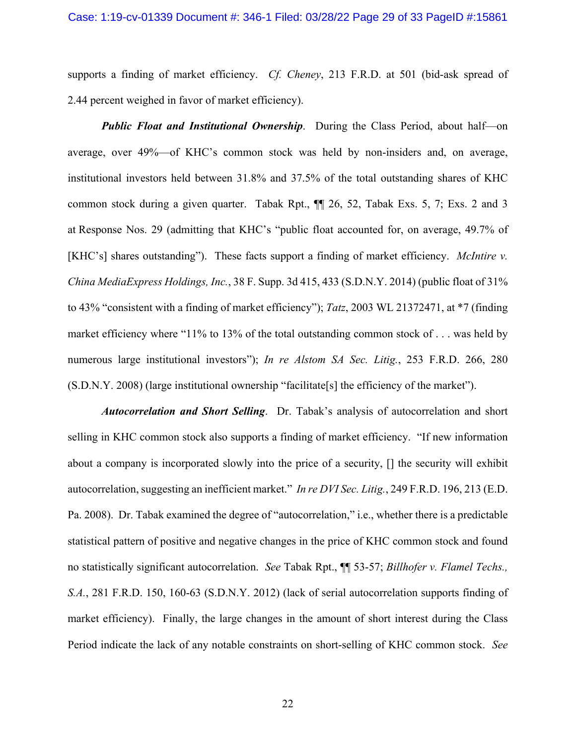supports a finding of market efficiency. *Cf. Cheney*, 213 F.R.D. at 501 (bid-ask spread of 2.44 percent weighed in favor of market efficiency).

***Public Float and Institutional Ownership***. During the Class Period, about half—on average, over 49%—of KHC's common stock was held by non-insiders and, on average, institutional investors held between 31.8% and 37.5% of the total outstanding shares of KHC common stock during a given quarter. Tabak Rpt., ¶¶ 26, 52, Tabak Exs. 5, 7; Exs. 2 and 3 at Response Nos. 29 (admitting that KHC's "public float accounted for, on average, 49.7% of [KHC's] shares outstanding"). These facts support a finding of market efficiency. *McIntire v. China MediaExpress Holdings, Inc.*, 38 F. Supp. 3d 415, 433 (S.D.N.Y. 2014) (public float of 31% to 43% "consistent with a finding of market efficiency"); *Tatz*, 2003 WL 21372471, at *7 (finding market efficiency where "11% to 13% of the total outstanding common stock of . . . was held by numerous large institutional investors"); *In re Alstom SA Sec. Litig.*, 253 F.R.D. 266, 280 (S.D.N.Y. 2008) (large institutional ownership "facilitate[s] the efficiency of the market").

***Autocorrelation and Short Selling***. Dr. Tabak's analysis of autocorrelation and short selling in KHC common stock also supports a finding of market efficiency. "If new information about a company is incorporated slowly into the price of a security, [] the security will exhibit autocorrelation, suggesting an inefficient market." *In re DVI Sec. Litig.*, 249 F.R.D. 196, 213 (E.D. Pa. 2008). Dr. Tabak examined the degree of "autocorrelation," i.e., whether there is a predictable statistical pattern of positive and negative changes in the price of KHC common stock and found no statistically significant autocorrelation. *See* Tabak Rpt., ¶¶ 53-57; *Billhofer v. Flamel Techs., S.A.*, 281 F.R.D. 150, 160-63 (S.D.N.Y. 2012) (lack of serial autocorrelation supports finding of market efficiency). Finally, the large changes in the amount of short interest during the Class Period indicate the lack of any notable constraints on short-selling of KHC common stock. *See*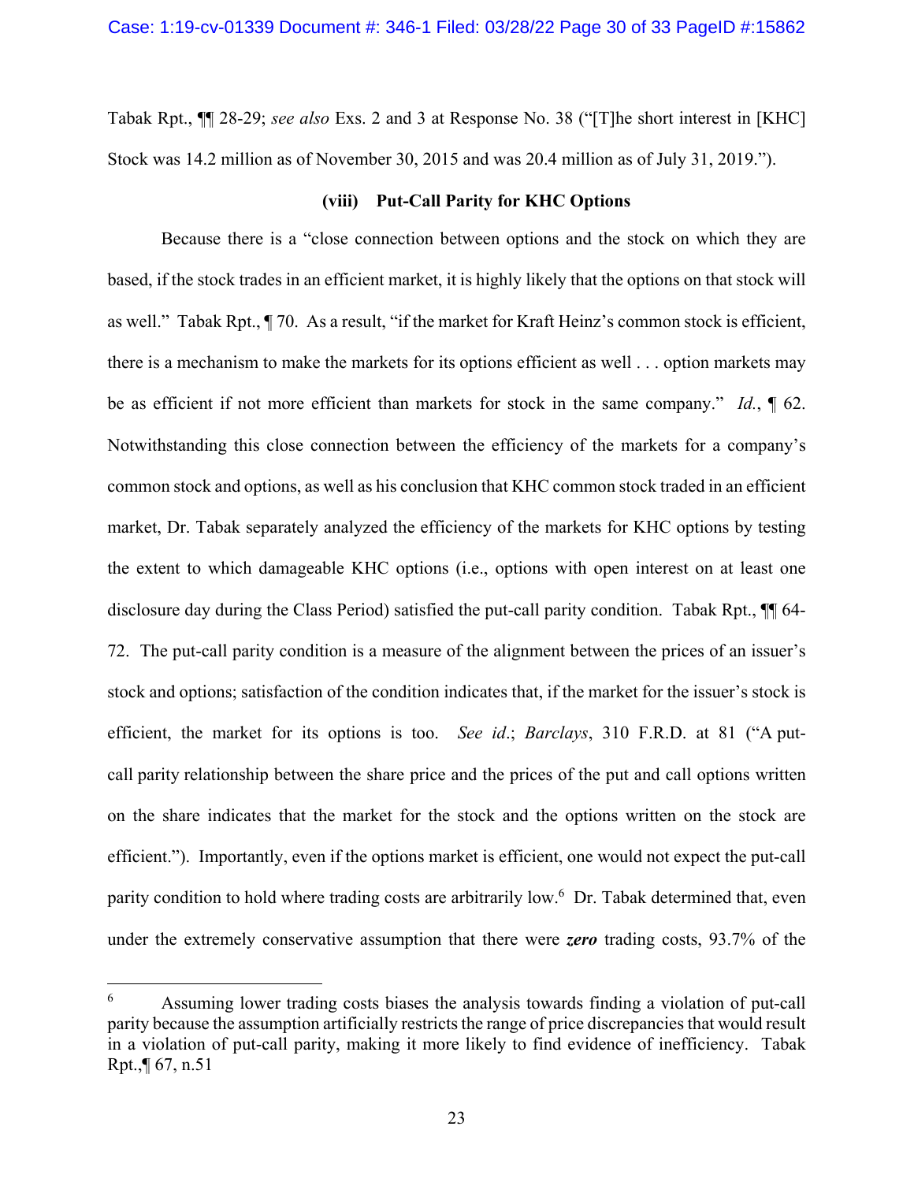Tabak Rpt., ¶¶ 28-29; *see also* Exs. 2 and 3 at Response No. 38 ("[T]he short interest in [KHC] Stock was 14.2 million as of November 30, 2015 and was 20.4 million as of July 31, 2019.").

**(viii) Put-Call Parity for KHC Options**

Because there is a "close connection between options and the stock on which they are based, if the stock trades in an efficient market, it is highly likely that the options on that stock will as well." Tabak Rpt., ¶ 70. As a result, "if the market for Kraft Heinz's common stock is efficient, there is a mechanism to make the markets for its options efficient as well . . . option markets may be as efficient if not more efficient than markets for stock in the same company." *Id.*, ¶ 62. Notwithstanding this close connection between the efficiency of the markets for a company's common stock and options, as well as his conclusion that KHC common stock traded in an efficient market, Dr. Tabak separately analyzed the efficiency of the markets for KHC options by testing the extent to which damageable KHC options (i.e., options with open interest on at least one disclosure day during the Class Period) satisfied the put-call parity condition. Tabak Rpt., ¶¶ 64-72. The put-call parity condition is a measure of the alignment between the prices of an issuer's stock and options; satisfaction of the condition indicates that, if the market for the issuer's stock is efficient, the market for its options is too. *See id.*; *Barclays*, 310 F.R.D. at 81 ("A put-call parity relationship between the share price and the prices of the put and call options written on the share indicates that the market for the stock and the options written on the stock are efficient."). Importantly, even if the options market is efficient, one would not expect the put-call parity condition to hold where trading costs are arbitrarily low.[6] Dr. Tabak determined that, even under the extremely conservative assumption that there were ***zero*** trading costs, 93.7% of the

---

[6] Assuming lower trading costs biases the analysis towards finding a violation of put-call parity because the assumption artificially restricts the range of price discrepancies that would result in a violation of put-call parity, making it more likely to find evidence of inefficiency. Tabak Rpt.,¶ 67, n.51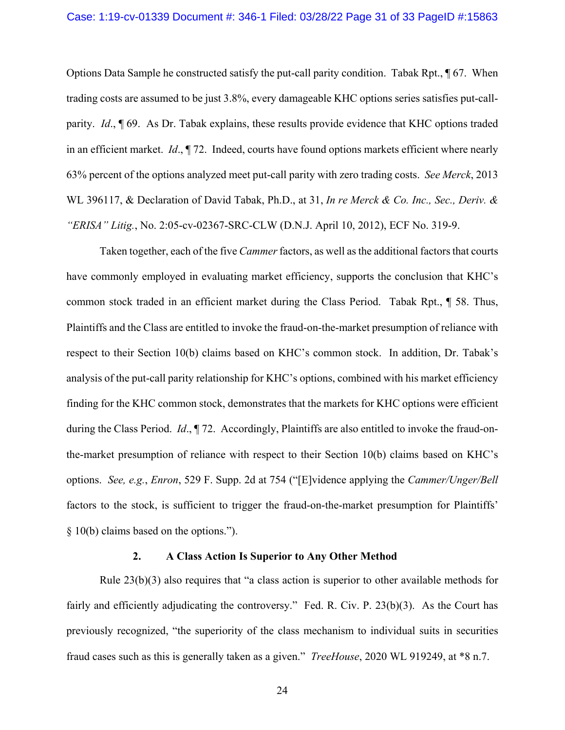Options Data Sample he constructed satisfy the put-call parity condition. Tabak Rpt., ¶ 67. When trading costs are assumed to be just 3.8%, every damageable KHC options series satisfies put-call-parity. *Id*., ¶ 69. As Dr. Tabak explains, these results provide evidence that KHC options traded in an efficient market. *Id*., ¶ 72. Indeed, courts have found options markets efficient where nearly 63% percent of the options analyzed meet put-call parity with zero trading costs. *See Merck*, 2013 WL 396117, & Declaration of David Tabak, Ph.D., at 31, *In re Merck & Co. Inc., Sec., Deriv. & "ERISA" Litig.*, No. 2:05-cv-02367-SRC-CLW (D.N.J. April 10, 2012), ECF No. 319-9.

Taken together, each of the five *Cammer* factors, as well as the additional factors that courts have commonly employed in evaluating market efficiency, supports the conclusion that KHC's common stock traded in an efficient market during the Class Period. Tabak Rpt., ¶ 58. Thus, Plaintiffs and the Class are entitled to invoke the fraud-on-the-market presumption of reliance with respect to their Section 10(b) claims based on KHC's common stock. In addition, Dr. Tabak's analysis of the put-call parity relationship for KHC's options, combined with his market efficiency finding for the KHC common stock, demonstrates that the markets for KHC options were efficient during the Class Period. *Id*., ¶ 72. Accordingly, Plaintiffs are also entitled to invoke the fraud-on-the-market presumption of reliance with respect to their Section 10(b) claims based on KHC's options. *See, e.g.*, *Enron*, 529 F. Supp. 2d at 754 ("[E]vidence applying the *Cammer/Unger/Bell* factors to the stock, is sufficient to trigger the fraud-on-the-market presumption for Plaintiffs' § 10(b) claims based on the options.").

### 2. A Class Action Is Superior to Any Other Method

Rule 23(b)(3) also requires that "a class action is superior to other available methods for fairly and efficiently adjudicating the controversy." Fed. R. Civ. P. 23(b)(3). As the Court has previously recognized, "the superiority of the class mechanism to individual suits in securities fraud cases such as this is generally taken as a given." *TreeHouse*, 2020 WL 919249, at *8 n.7.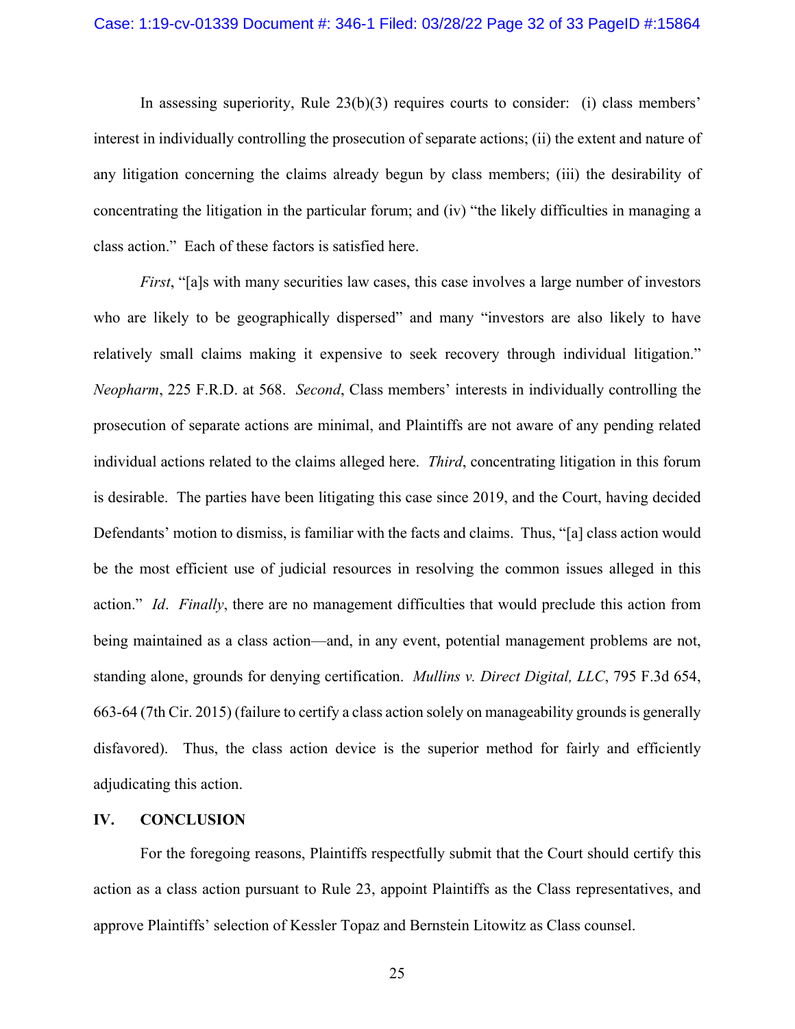In assessing superiority, Rule 23(b)(3) requires courts to consider: (i) class members' interest in individually controlling the prosecution of separate actions; (ii) the extent and nature of any litigation concerning the claims already begun by class members; (iii) the desirability of concentrating the litigation in the particular forum; and (iv) "the likely difficulties in managing a class action." Each of these factors is satisfied here.

*First*, "[a]s with many securities law cases, this case involves a large number of investors who are likely to be geographically dispersed" and many "investors are also likely to have relatively small claims making it expensive to seek recovery through individual litigation." *Neopharm*, 225 F.R.D. at 568. *Second*, Class members' interests in individually controlling the prosecution of separate actions are minimal, and Plaintiffs are not aware of any pending related individual actions related to the claims alleged here. *Third*, concentrating litigation in this forum is desirable. The parties have been litigating this case since 2019, and the Court, having decided Defendants' motion to dismiss, is familiar with the facts and claims. Thus, "[a] class action would be the most efficient use of judicial resources in resolving the common issues alleged in this action." *Id*. *Finally*, there are no management difficulties that would preclude this action from being maintained as a class action—and, in any event, potential management problems are not, standing alone, grounds for denying certification. *Mullins v. Direct Digital, LLC*, 795 F.3d 654, 663-64 (7th Cir. 2015) (failure to certify a class action solely on manageability grounds is generally disfavored). Thus, the class action device is the superior method for fairly and efficiently adjudicating this action.

## IV. CONCLUSION

For the foregoing reasons, Plaintiffs respectfully submit that the Court should certify this action as a class action pursuant to Rule 23, appoint Plaintiffs as the Class representatives, and approve Plaintiffs' selection of Kessler Topaz and Bernstein Litowitz as Class counsel.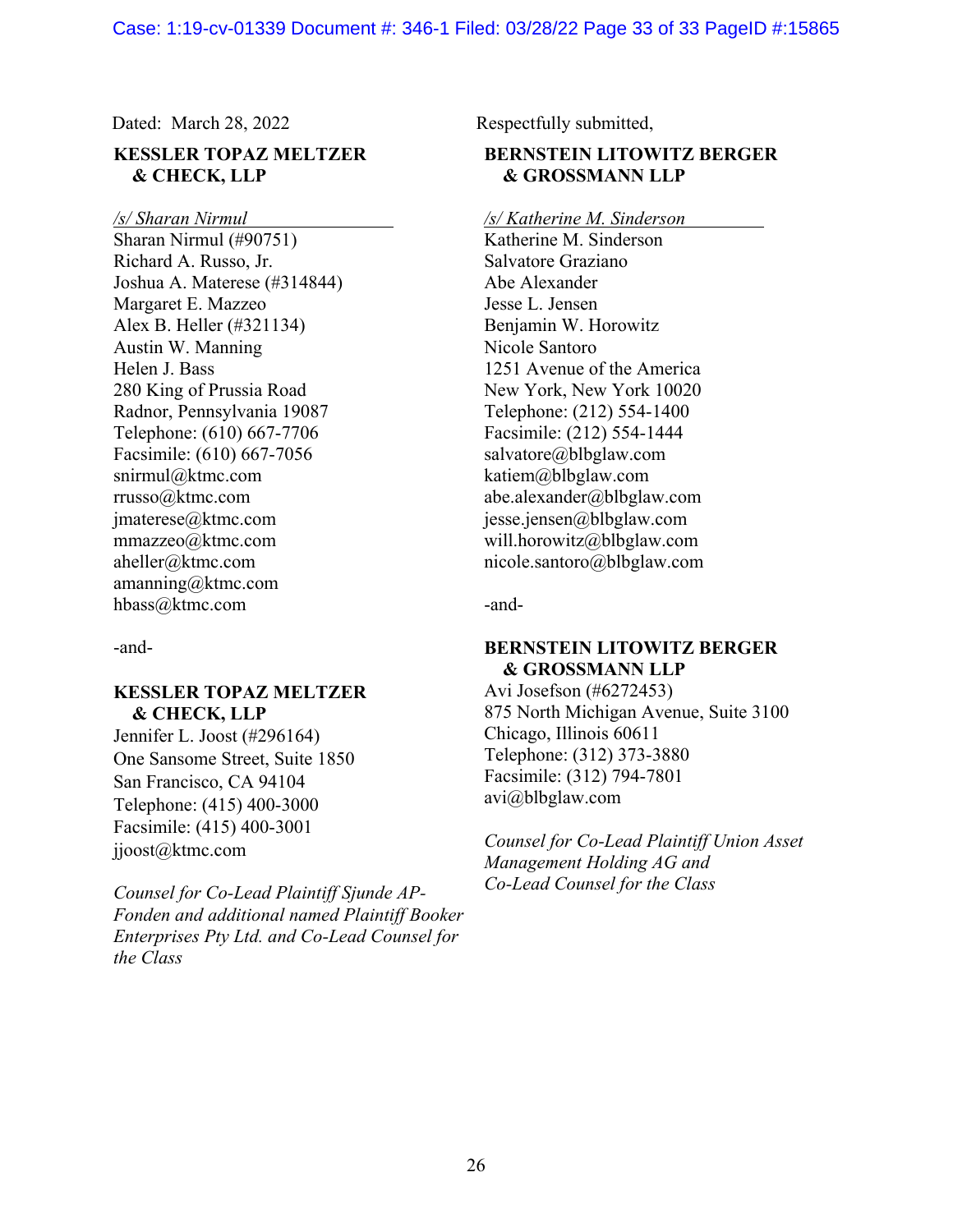Dated: March 28, 2022

Respectfully submitted,

**KESSLER TOPAZ MELTZER & CHECK, LLP**

/s/ Sharan Nirmul
Sharan Nirmul (#90751)
Richard A. Russo, Jr.
Joshua A. Materese (#314844)
Margaret E. Mazzeo
Alex B. Heller (#321134)
Austin W. Manning
Helen J. Bass
280 King of Prussia Road
Radnor, Pennsylvania 19087
Telephone: (610) 667-7706
Facsimile: (610) 667-7056
snirmul@ktmc.com
rrusso@ktmc.com
jmaterese@ktmc.com
mmazzeo@ktmc.com
aheller@ktmc.com
amanning@ktmc.com
hbass@ktmc.com

-and-

**KESSLER TOPAZ MELTZER & CHECK, LLP**
Jennifer L. Joost (#296164)
One Sansome Street, Suite 1850
San Francisco, CA 94104
Telephone: (415) 400-3000
Facsimile: (415) 400-3001
jjoost@ktmc.com

*Counsel for Co-Lead Plaintiff Sjunde AP-Fonden and additional named Plaintiff Booker Enterprises Pty Ltd. and Co-Lead Counsel for the Class*

**BERNSTEIN LITOWITZ BERGER & GROSSMANN LLP**

/s/ Katherine M. Sinderson
Katherine M. Sinderson
Salvatore Graziano
Abe Alexander
Jesse L. Jensen
Benjamin W. Horowitz
Nicole Santoro
1251 Avenue of the America
New York, New York 10020
Telephone: (212) 554-1400
Facsimile: (212) 554-1444
salvatore@blbglaw.com
katiem@blbglaw.com
abe.alexander@blbglaw.com
jesse.jensen@blbglaw.com
will.horowitz@blbglaw.com
nicole.santoro@blbglaw.com

-and-

**BERNSTEIN LITOWITZ BERGER & GROSSMANN LLP**
Avi Josefson (#6272453)
875 North Michigan Avenue, Suite 3100
Chicago, Illinois 60611
Telephone: (312) 373-3880
Facsimile: (312) 794-7801
avi@blbglaw.com

*Counsel for Co-Lead Plaintiff Union Asset Management Holding AG and Co-Lead Counsel for the Class*